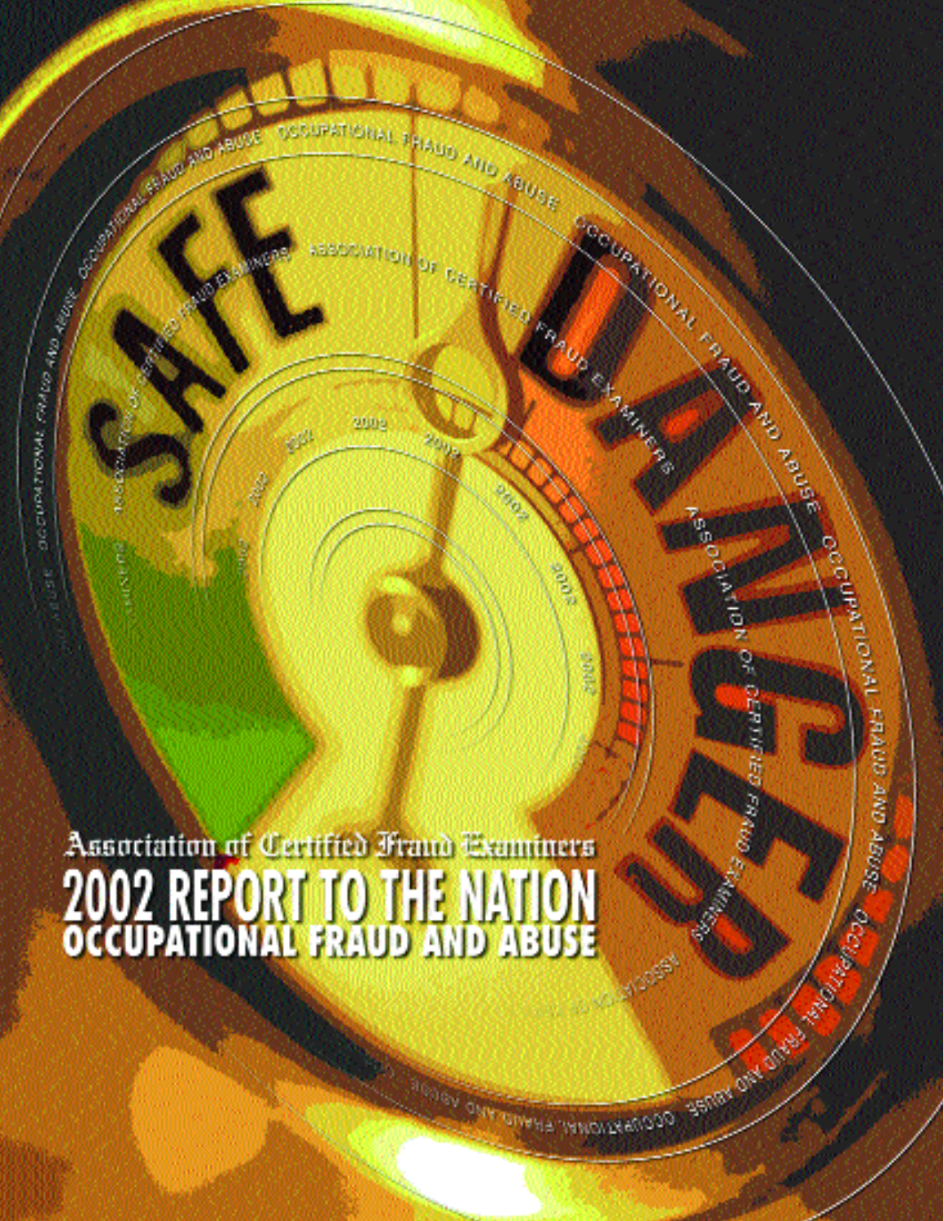# Association of Certified Fraud Examiners

# 2002 REPORT TO THE NATION

## OCCUPATIONAL FRAUD AND ABUSE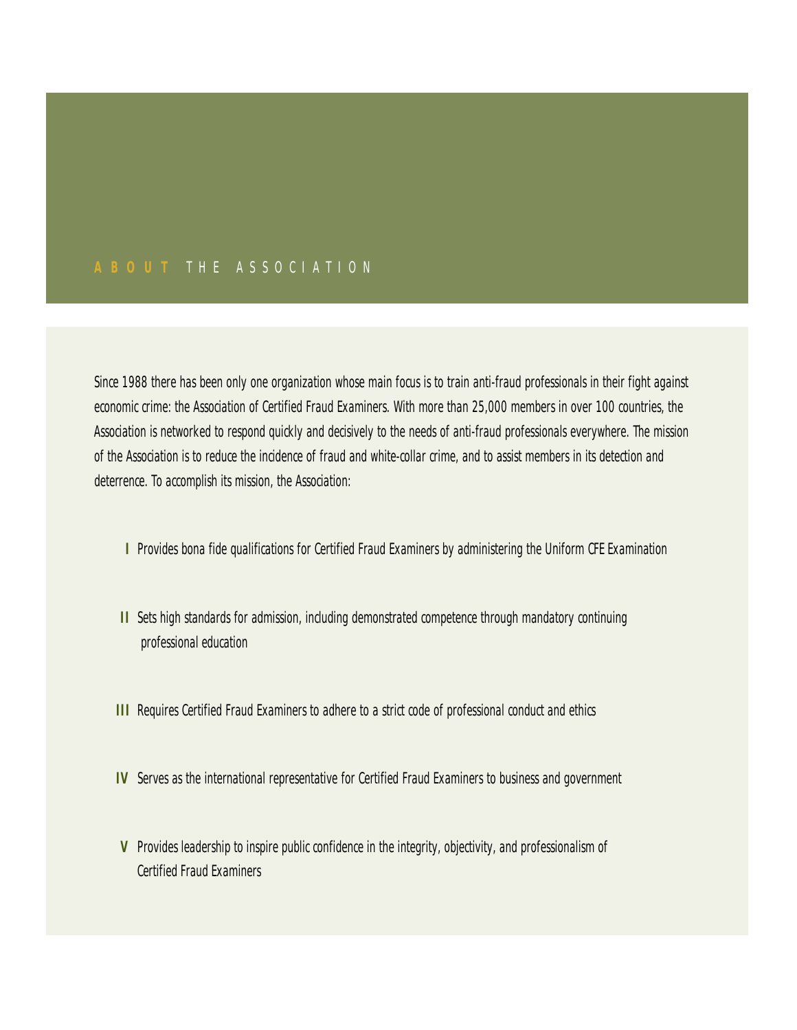# ABOUT THE ASSOCIATION

Since 1988 there has been only one organization whose main focus is to train anti-fraud professionals in their fight against economic crime: the Association of Certified Fraud Examiners. With more than 25,000 members in over 100 countries, the Association is networked to respond quickly and decisively to the needs of anti-fraud professionals everywhere. The mission of the Association is to reduce the incidence of fraud and white-collar crime, and to assist members in its detection and deterrence. To accomplish its mission, the Association:

**I** Provides bona fide qualifications for Certified Fraud Examiners by administering the Uniform CFE Examination

**II** Sets high standards for admission, including demonstrated competence through mandatory continuing professional education

**III** Requires Certified Fraud Examiners to adhere to a strict code of professional conduct and ethics

**IV** Serves as the international representative for Certified Fraud Examiners to business and government

**V** Provides leadership to inspire public confidence in the integrity, objectivity, and professionalism of Certified Fraud Examiners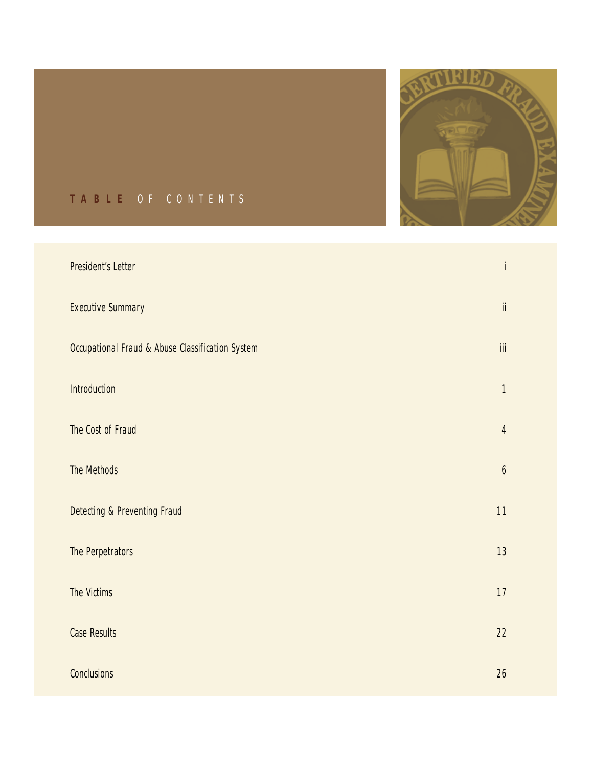# TABLE OF CONTENTS

| | |
|---|---|
| President's Letter | i |
| Executive Summary | ii |
| Occupational Fraud & Abuse Classification System | iii |
| Introduction | 1 |
| The Cost of Fraud | 4 |
| The Methods | 6 |
| Detecting & Preventing Fraud | 11 |
| The Perpetrators | 13 |
| The Victims | 17 |
| Case Results | 22 |
| Conclusions | 26 |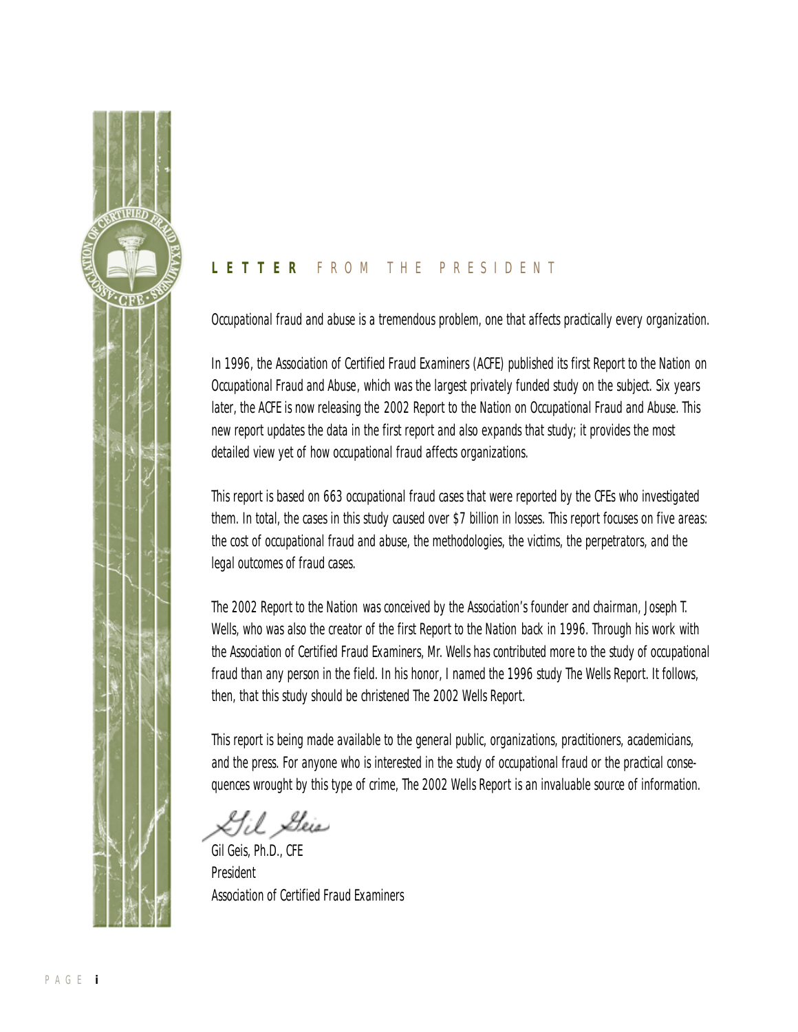## LETTER FROM THE PRESIDENT

Occupational fraud and abuse is a tremendous problem, one that affects practically every organization.

In 1996, the Association of Certified Fraud Examiners (ACFE) published its first *Report to the Nation on Occupational Fraud and Abuse*, which was the largest privately funded study on the subject. Six years later, the ACFE is now releasing the *2002 Report to the Nation on Occupational Fraud and Abuse*. This new report updates the data in the first report and also expands that study; it provides the most detailed view yet of how occupational fraud affects organizations.

This report is based on 663 occupational fraud cases that were reported by the CFEs who investigated them. In total, the cases in this study caused over $7 billion in losses. This report focuses on five areas: the cost of occupational fraud and abuse, the methodologies, the victims, the perpetrators, and the legal outcomes of fraud cases.

The *2002 Report to the Nation* was conceived by the Association's founder and chairman, Joseph T. Wells, who was also the creator of the first *Report to the Nation* back in 1996. Through his work with the Association of Certified Fraud Examiners, Mr. Wells has contributed more to the study of occupational fraud than any person in the field. In his honor, I named the 1996 study *The Wells Report*. It follows, then, that this study should be christened *The 2002 Wells Report*.

This report is being made available to the general public, organizations, practitioners, academicians, and the press. For anyone who is interested in the study of occupational fraud or the practical consequences wrought by this type of crime, *The 2002 Wells Report* is an invaluable source of information.

Gil Geis, Ph.D., CFE
President
Association of Certified Fraud Examiners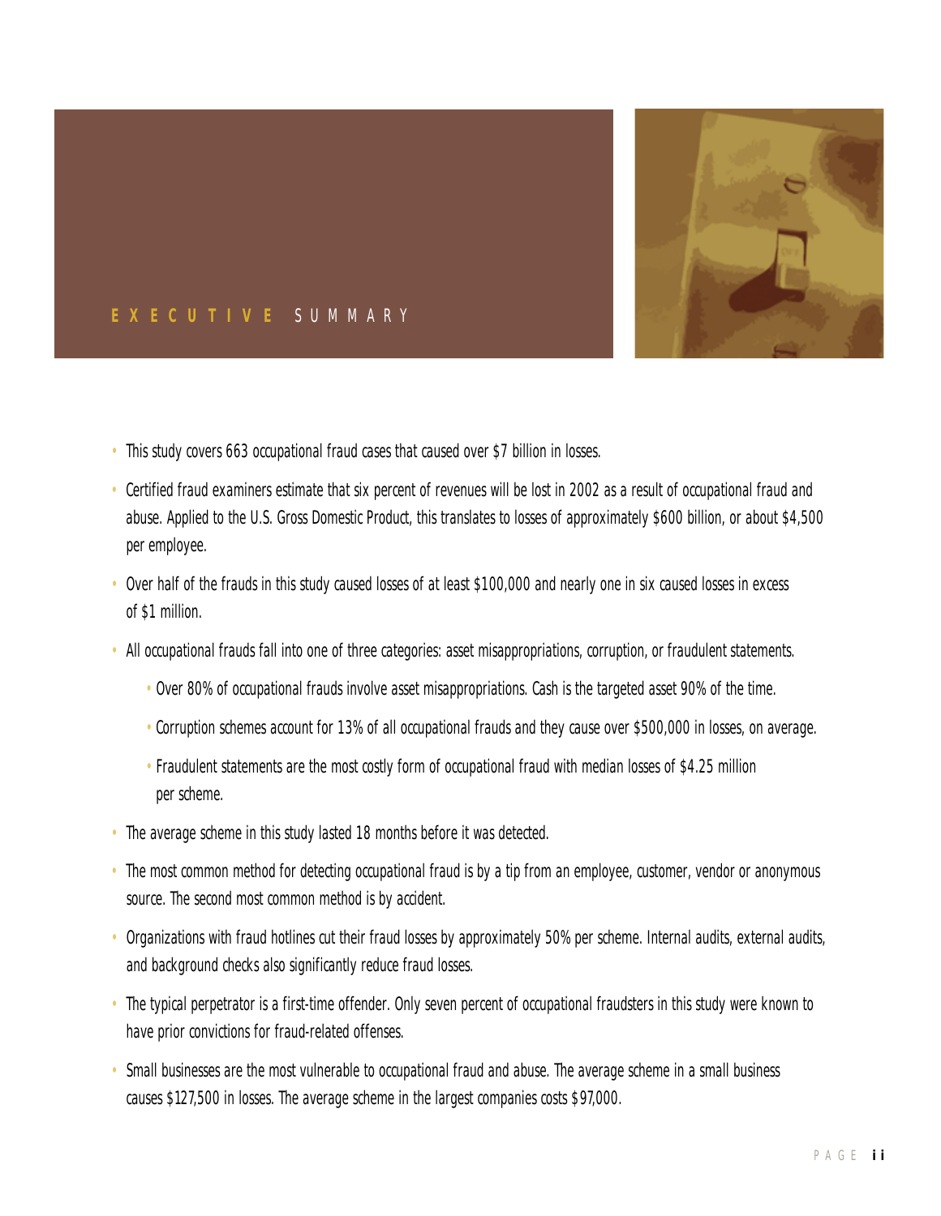# EXECUTIVE SUMMARY

- This study covers 663 occupational fraud cases that caused over $7 billion in losses.
- Certified fraud examiners estimate that six percent of revenues will be lost in 2002 as a result of occupational fraud and abuse. Applied to the U.S. Gross Domestic Product, this translates to losses of approximately $600 billion, or about $4,500 per employee.
- Over half of the frauds in this study caused losses of at least $100,000 and nearly one in six caused losses in excess of $1 million.
- All occupational frauds fall into one of three categories: asset misappropriations, corruption, or fraudulent statements.
    - Over 80% of occupational frauds involve asset misappropriations. Cash is the targeted asset 90% of the time.
    - Corruption schemes account for 13% of all occupational frauds and they cause over $500,000 in losses, on average.
    - Fraudulent statements are the most costly form of occupational fraud with median losses of $4.25 million per scheme.
- The average scheme in this study lasted 18 months before it was detected.
- The most common method for detecting occupational fraud is by a tip from an employee, customer, vendor or anonymous source. The second most common method is by accident.
- Organizations with fraud hotlines cut their fraud losses by approximately 50% per scheme. Internal audits, external audits, and background checks also significantly reduce fraud losses.
- The typical perpetrator is a first-time offender. Only seven percent of occupational fraudsters in this study were known to have prior convictions for fraud-related offenses.
- Small businesses are the most vulnerable to occupational fraud and abuse. The average scheme in a small business causes $127,500 in losses. The average scheme in the largest companies costs $97,000.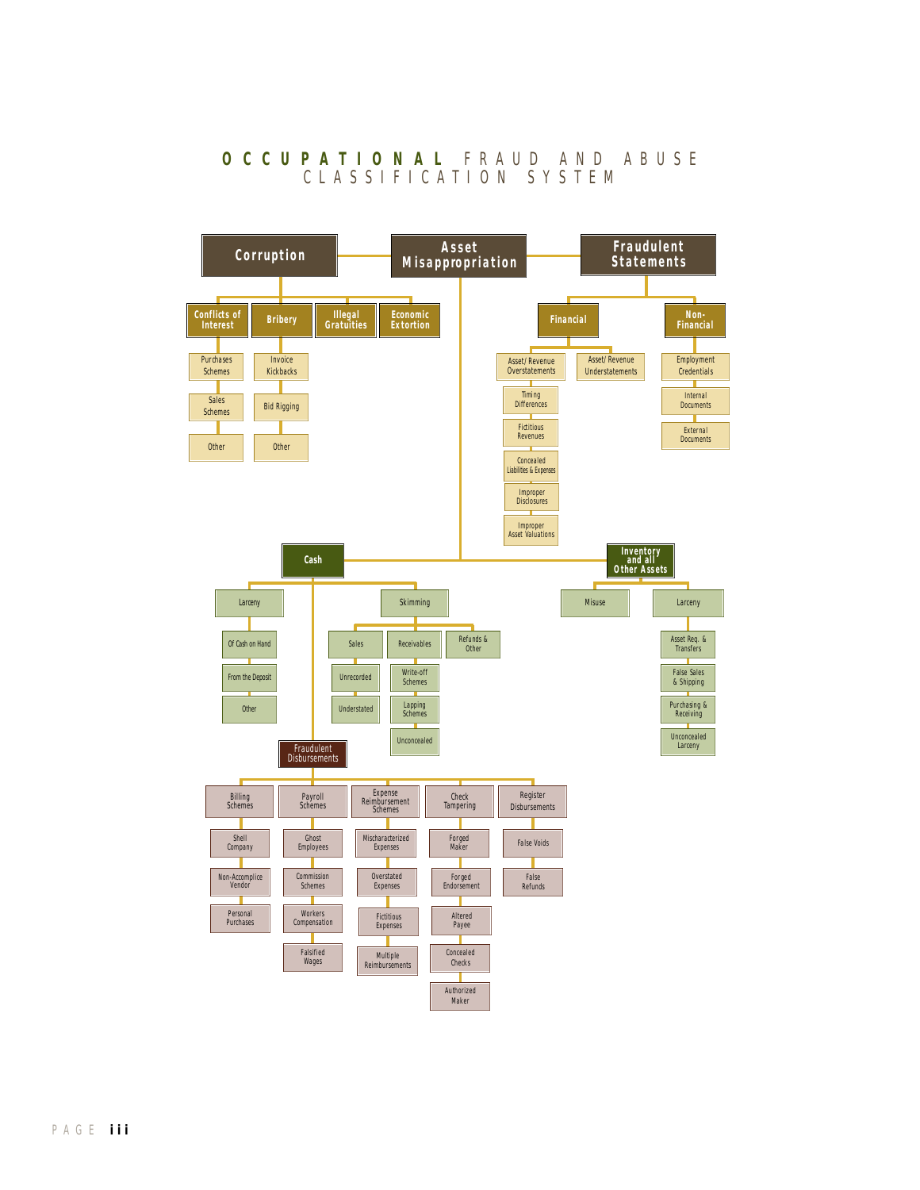# OCCUPATIONAL FRAUD AND ABUSE CLASSIFICATION SYSTEM

- **Corruption**
  - **Conflicts of Interest**
    - Purchases Schemes
    - Sales Schemes
    - Other
  - **Bribery**
    - Invoice Kickbacks
    - Bid Rigging
    - Other
  - **Illegal Gratuities**
  - **Economic Extortion**

- **Asset Misappropriation**
  - **Cash**
    - Larceny
      - Of Cash on Hand
      - From the Deposit
      - Other
    - Skimming
      - Sales
        - Unrecorded
        - Understated
      - Receivables
        - Write-off Schemes
        - Lapping Schemes
        - Unconcealed
      - Refunds & Other
    - Fraudulent Disbursements
      - Billing Schemes
        - Shell Company
        - Non-Accomplice Vendor
        - Personal Purchases
      - Payroll Schemes
        - Ghost Employees
        - Commission Schemes
        - Workers Compensation
        - Falsified Wages
      - Expense Reimbursement Schemes
        - Mischaracterized Expenses
        - Overstated Expenses
        - Fictitious Expenses
        - Multiple Reimbursements
      - Check Tampering
        - Forged Maker
        - Forged Endorsement
        - Altered Payee
        - Concealed Checks
        - Authorized Maker
      - Register Disbursements
        - False Voids
        - False Refunds
  - **Inventory and all Other Assets**
    - Misuse
    - Larceny
      - Asset Req. & Transfers
      - False Sales & Shipping
      - Purchasing & Receiving
      - Unconcealed Larceny

- **Fraudulent Statements**
  - **Financial**
    - Asset/ Revenue Overstatements
      - Timing Differences
      - Fictitious Revenues
      - Concealed Liabilities & Expenses
      - Improper Disclosures
      - Improper Asset Valuations
    - Asset/ Revenue Understatements
  - **Non-Financial**
    - Employment Credentials
    - Internal Documents
    - External Documents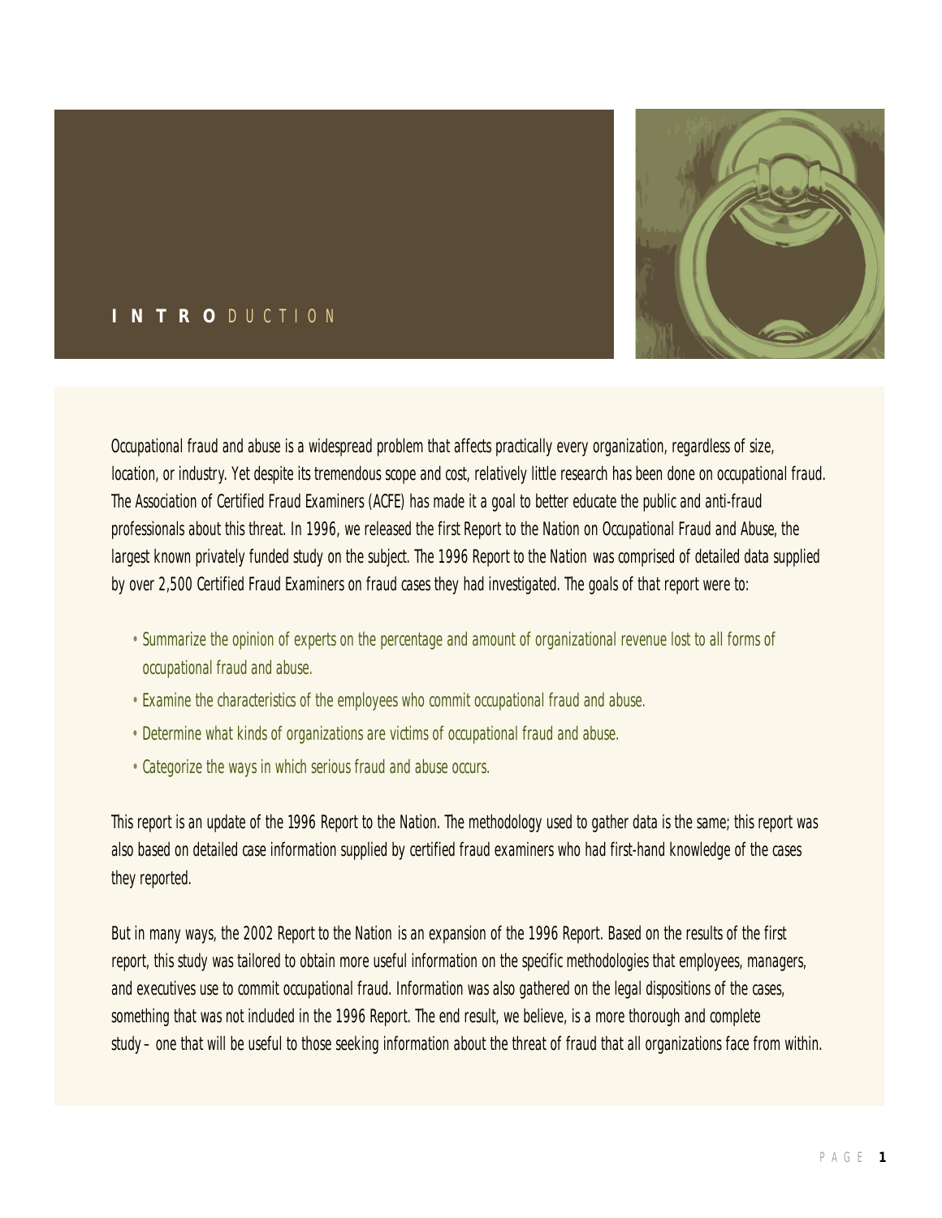# INTRODUCTION

Occupational fraud and abuse is a widespread problem that affects practically every organization, regardless of size, location, or industry. Yet despite its tremendous scope and cost, relatively little research has been done on occupational fraud. The Association of Certified Fraud Examiners (ACFE) has made it a goal to better educate the public and anti-fraud professionals about this threat. In 1996, we released the first *Report to the Nation on Occupational Fraud and Abuse*, the largest known privately funded study on the subject. The *1996 Report to the Nation* was comprised of detailed data supplied by over 2,500 Certified Fraud Examiners on fraud cases they had investigated. The goals of that report were to:

- Summarize the opinion of experts on the percentage and amount of organizational revenue lost to all forms of occupational fraud and abuse.
- Examine the characteristics of the employees who commit occupational fraud and abuse.
- Determine what kinds of organizations are victims of occupational fraud and abuse.
- Categorize the ways in which serious fraud and abuse occurs.

This report is an update of the *1996 Report to the Nation*. The methodology used to gather data is the same; this report was also based on detailed case information supplied by certified fraud examiners who had first-hand knowledge of the cases they reported.

But in many ways, the *2002 Report to the Nation* is an expansion of the 1996 Report. Based on the results of the first report, this study was tailored to obtain more useful information on the specific methodologies that employees, managers, and executives use to commit occupational fraud. Information was also gathered on the legal dispositions of the cases, something that was not included in the 1996 Report. The end result, we believe, is a more thorough and complete study – one that will be useful to those seeking information about the threat of fraud that all organizations face from within.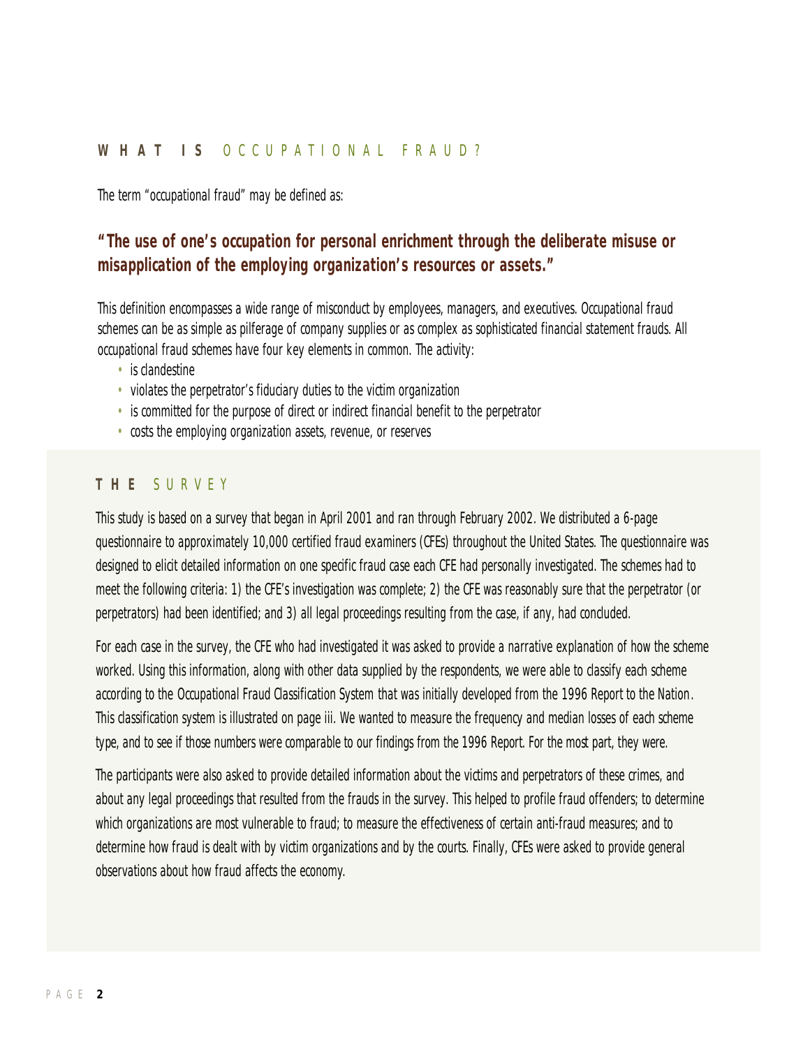## WHAT IS OCCUPATIONAL FRAUD?

The term "occupational fraud" may be defined as:

**"The use of one's occupation for personal enrichment through the deliberate misuse or misapplication of the employing organization's resources or assets."**

This definition encompasses a wide range of misconduct by employees, managers, and executives. Occupational fraud schemes can be as simple as pilferage of company supplies or as complex as sophisticated financial statement frauds. All occupational fraud schemes have four key elements in common. The activity:

- is clandestine
- violates the perpetrator's fiduciary duties to the victim organization
- is committed for the purpose of direct or indirect financial benefit to the perpetrator
- costs the employing organization assets, revenue, or reserves

## THE SURVEY

This study is based on a survey that began in April 2001 and ran through February 2002. We distributed a 6-page questionnaire to approximately 10,000 certified fraud examiners (CFEs) throughout the United States. The questionnaire was designed to elicit detailed information on one specific fraud case each CFE had personally investigated. The schemes had to meet the following criteria: 1) the CFE's investigation was complete; 2) the CFE was reasonably sure that the perpetrator (or perpetrators) had been identified; and 3) all legal proceedings resulting from the case, if any, had concluded.

For each case in the survey, the CFE who had investigated it was asked to provide a narrative explanation of how the scheme worked. Using this information, along with other data supplied by the respondents, we were able to classify each scheme according to the Occupational Fraud Classification System that was initially developed from the *1996 Report to the Nation*. This classification system is illustrated on page iii. We wanted to measure the frequency and median losses of each scheme type, and to see if those numbers were comparable to our findings from the 1996 Report. For the most part, they were.

The participants were also asked to provide detailed information about the victims and perpetrators of these crimes, and about any legal proceedings that resulted from the frauds in the survey. This helped to profile fraud offenders; to determine which organizations are most vulnerable to fraud; to measure the effectiveness of certain anti-fraud measures; and to determine how fraud is dealt with by victim organizations and by the courts. Finally, CFEs were asked to provide general observations about how fraud affects the economy.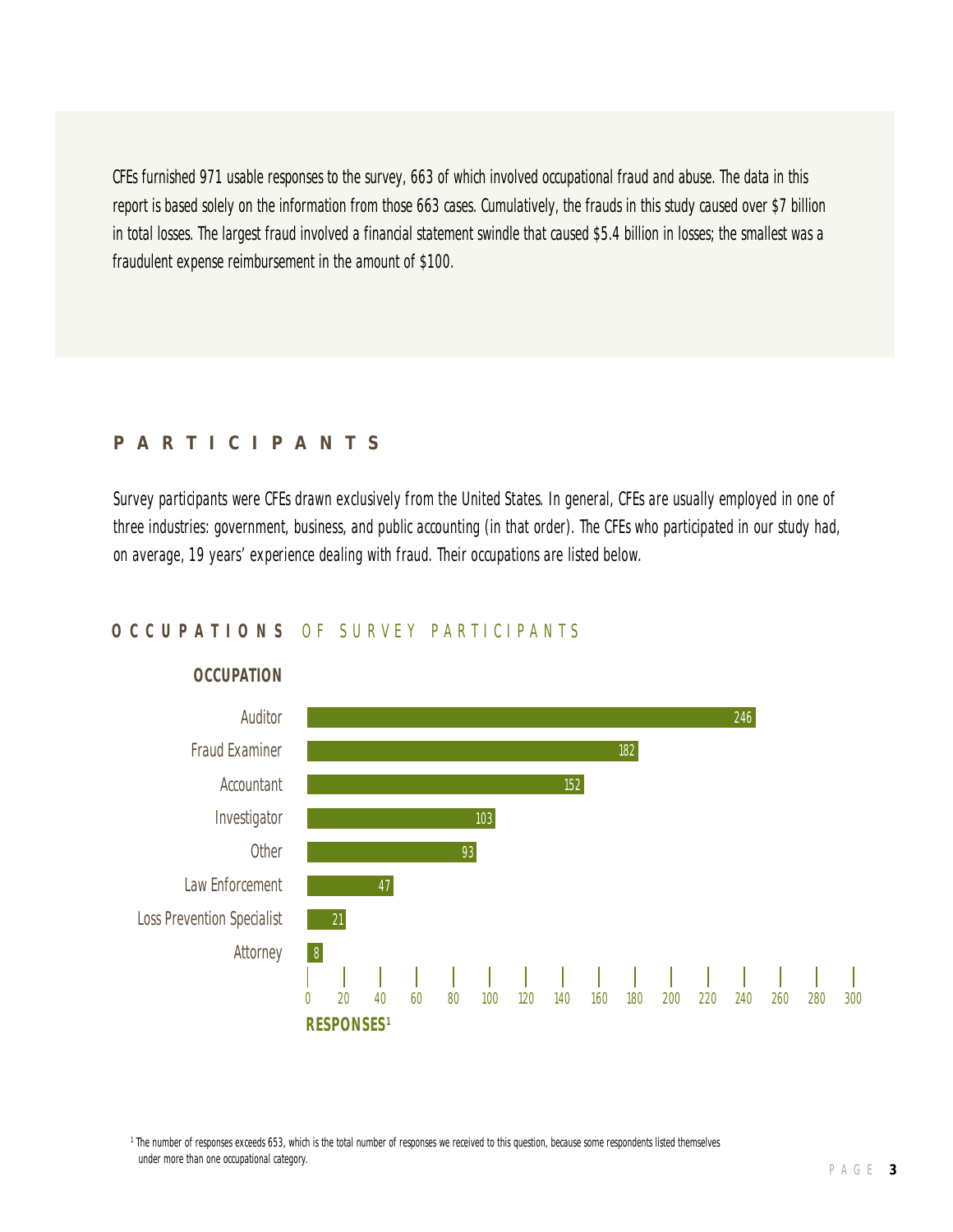CFEs furnished 971 usable responses to the survey, 663 of which involved occupational fraud and abuse. The data in this report is based solely on the information from those 663 cases. Cumulatively, the frauds in this study caused over $7 billion in total losses. The largest fraud involved a financial statement swindle that caused $5.4 billion in losses; the smallest was a fraudulent expense reimbursement in the amount of $100.

## PARTICIPANTS

Survey participants were CFEs drawn exclusively from the United States. In general, CFEs are usually employed in one of three industries: government, business, and public accounting (in that order). The CFEs who participated in our study had, on average, 19 years' experience dealing with fraud. Their occupations are listed below.

### OCCUPATIONS OF SURVEY PARTICIPANTS

| Occupation | Responses[1] |
|---|---|
| Auditor | 246 |
| Fraud Examiner | 182 |
| Accountant | 152 |
| Investigator | 103 |
| Other | 93 |
| Law Enforcement | 47 |
| Loss Prevention Specialist | 21 |
| Attorney | 8 |

[1] The number of responses exceeds 653, which is the total number of responses we received to this question, because some respondents listed themselves under more than one occupational category.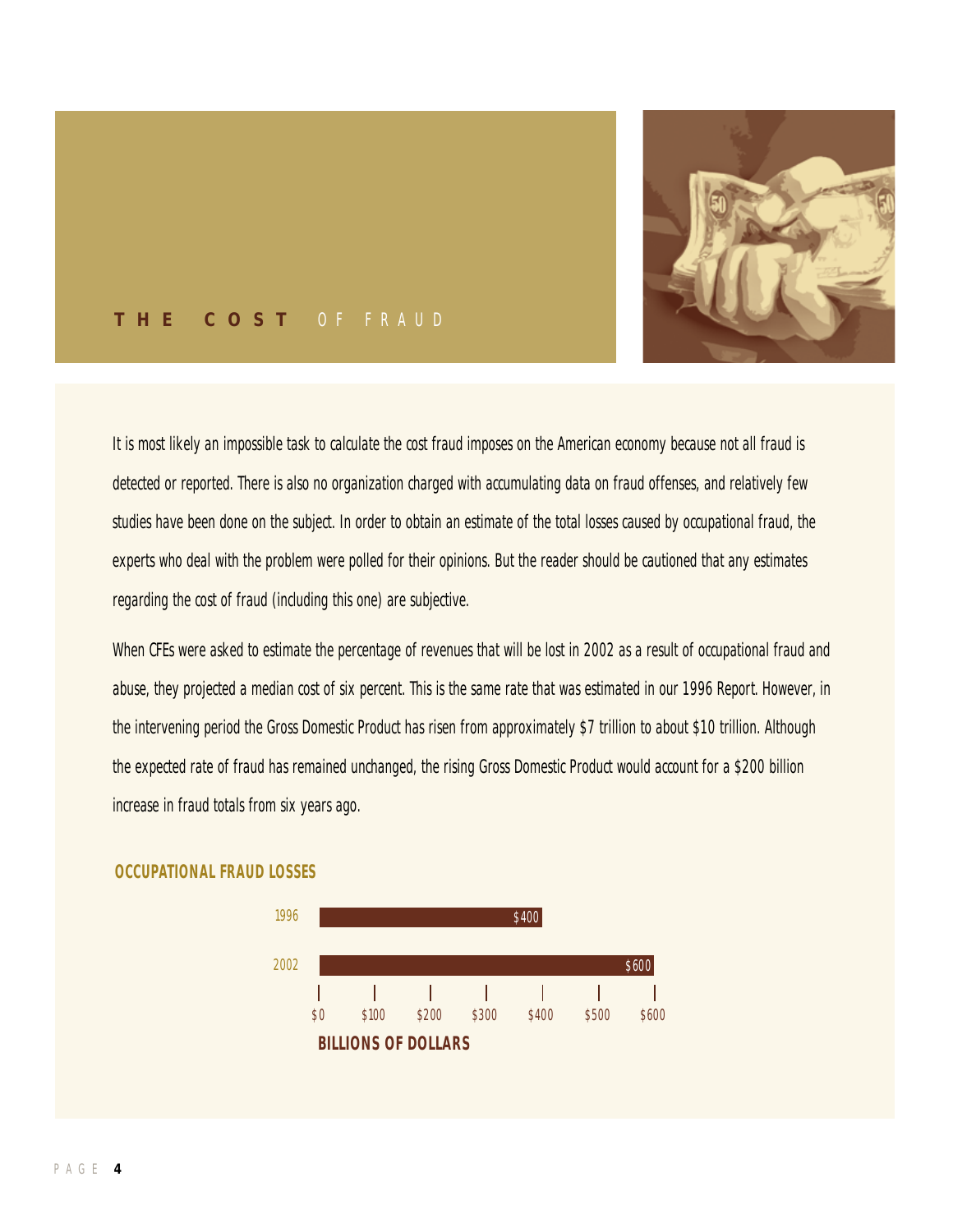# THE COST OF FRAUD

It is most likely an impossible task to calculate the cost fraud imposes on the American economy because not all fraud is detected or reported. There is also no organization charged with accumulating data on fraud offenses, and relatively few studies have been done on the subject. In order to obtain an estimate of the total losses caused by occupational fraud, the experts who deal with the problem were polled for their opinions. But the reader should be cautioned that any estimates regarding the cost of fraud (including this one) are subjective.

When CFEs were asked to estimate the percentage of revenues that will be lost in 2002 as a result of occupational fraud and abuse, they projected a median cost of six percent. This is the same rate that was estimated in our 1996 Report. However, in the intervening period the Gross Domestic Product has risen from approximately $7 trillion to about $10 trillion. Although the expected rate of fraud has remained unchanged, the rising Gross Domestic Product would account for a $200 billion increase in fraud totals from six years ago.

**OCCUPATIONAL FRAUD LOSSES**

| Year | Billions of Dollars |
|---|---|
| 1996 | $400 |
| 2002 | $600 |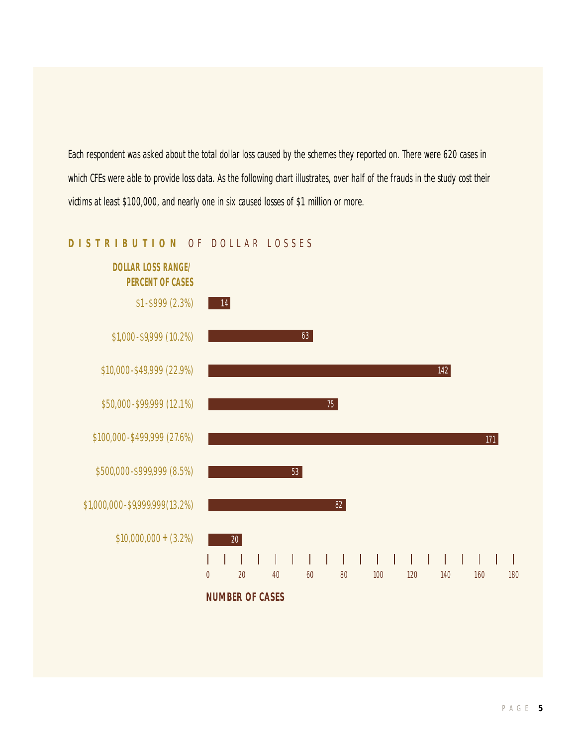Each respondent was asked about the total dollar loss caused by the schemes they reported on. There were 620 cases in which CFEs were able to provide loss data. As the following chart illustrates, over half of the frauds in the study cost their victims at least $100,000, and nearly one in six caused losses of $1 million or more.

## DISTRIBUTION OF DOLLAR LOSSES

| DOLLAR LOSS RANGE/ PERCENT OF CASES | NUMBER OF CASES |
| --- | --- |
| $1-$999 (2.3%) | 14 |
| $1,000-$9,999 (10.2%) | 63 |
| $10,000-$49,999 (22.9%) | 142 |
| $50,000-$99,999 (12.1%) | 75 |
| $100,000-$499,999 (27.6%) | 171 |
| $500,000-$999,999 (8.5%) | 53 |
| $1,000,000-$9,999,999 (13.2%) | 82 |
| $10,000,000 + (3.2%) | 20 |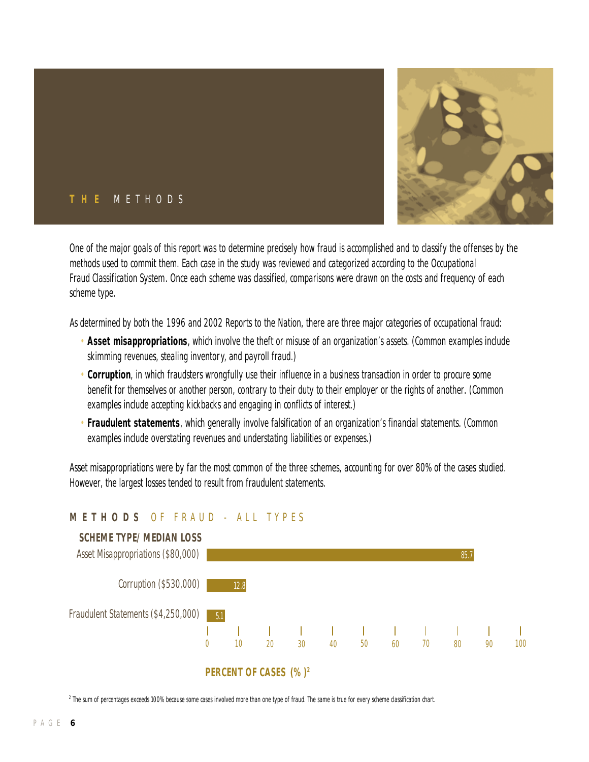## THE METHODS

One of the major goals of this report was to determine precisely how fraud is accomplished and to classify the offenses by the methods used to commit them. Each case in the study was reviewed and categorized according to the Occupational Fraud Classification System. Once each scheme was classified, comparisons were drawn on the costs and frequency of each scheme type.

As determined by both the 1996 and 2002 Reports to the Nation, there are three major categories of occupational fraud:

- **Asset misappropriations**, which involve the theft or misuse of an organization's assets. (Common examples include skimming revenues, stealing inventory, and payroll fraud.)
- **Corruption**, in which fraudsters wrongfully use their influence in a business transaction in order to procure some benefit for themselves or another person, contrary to their duty to their employer or the rights of another. (Common examples include accepting kickbacks and engaging in conflicts of interest.)
- **Fraudulent statements**, which generally involve falsification of an organization's financial statements. (Common examples include overstating revenues and understating liabilities or expenses.)

Asset misappropriations were by far the most common of the three schemes, accounting for over 80% of the cases studied. However, the largest losses tended to result from fraudulent statements.

### METHODS OF FRAUD - ALL TYPES

| SCHEME TYPE/ MEDIAN LOSS | PERCENT OF CASES (%)[2] |
|---|---|
| Asset Misappropriations ($80,000) | 85.7 |
| Corruption ($530,000) | 12.8 |
| Fraudulent Statements ($4,250,000) | 5.1 |

[2] The sum of percentages exceeds 100% because some cases involved more than one type of fraud. The same is true for every scheme classification chart.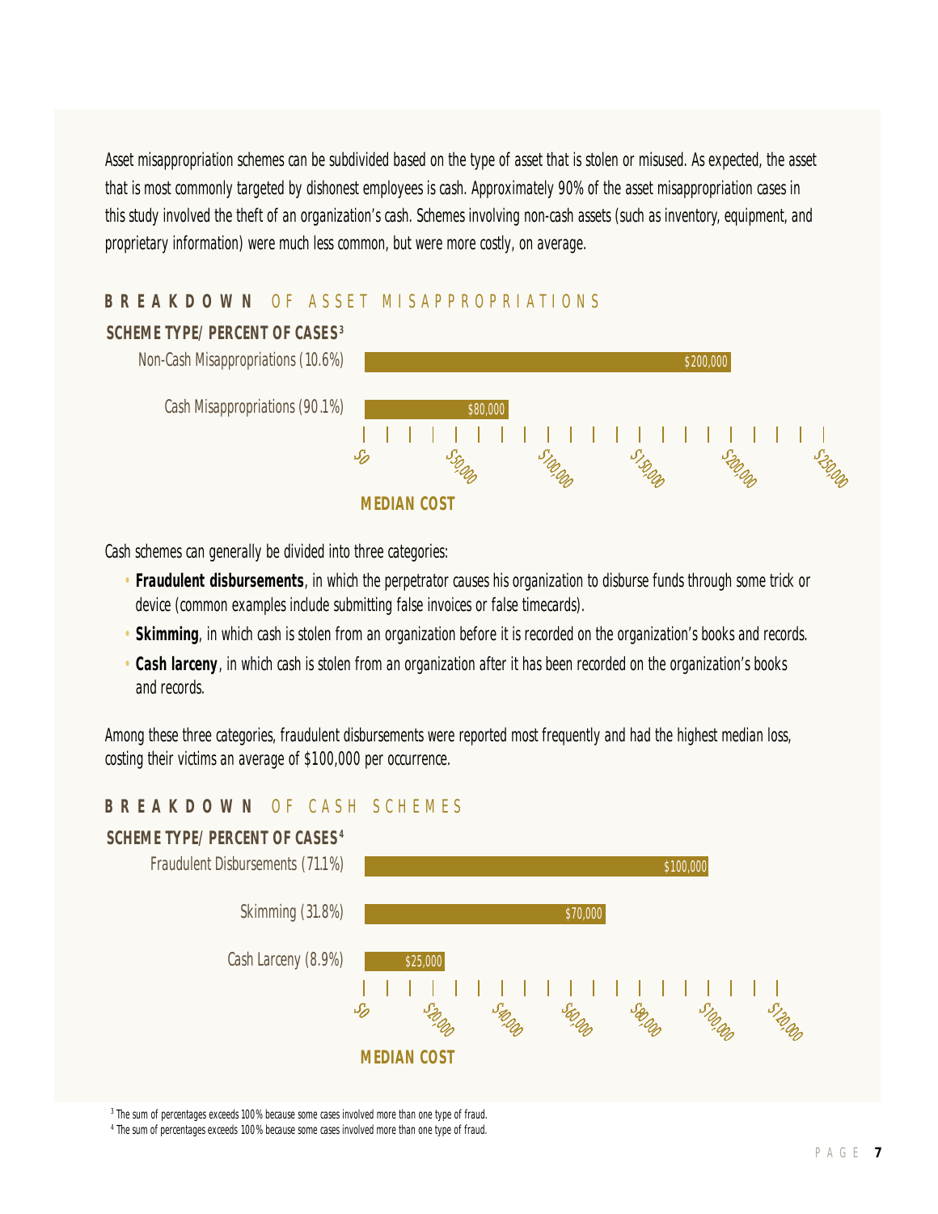Asset misappropriation schemes can be subdivided based on the type of asset that is stolen or misused. As expected, the asset that is most commonly targeted by dishonest employees is cash. Approximately 90% of the asset misappropriation cases in this study involved the theft of an organization's cash. Schemes involving non-cash assets (such as inventory, equipment, and proprietary information) were much less common, but were more costly, on average.

## BREAKDOWN OF ASSET MISAPPROPRIATIONS

| SCHEME TYPE/ PERCENT OF CASES[3] | MEDIAN COST |
|---|---|
| Non-Cash Misappropriations (10.6%) | $200,000 |
| Cash Misappropriations (90.1%) | $80,000 |

Cash schemes can generally be divided into three categories:

- **Fraudulent disbursements**, in which the perpetrator causes his organization to disburse funds through some trick or device (common examples include submitting false invoices or false timecards).
- **Skimming**, in which cash is stolen from an organization before it is recorded on the organization's books and records.
- **Cash larceny**, in which cash is stolen from an organization after it has been recorded on the organization's books and records.

Among these three categories, fraudulent disbursements were reported most frequently and had the highest median loss, costing their victims an average of $100,000 per occurrence.

## BREAKDOWN OF CASH SCHEMES

| SCHEME TYPE/ PERCENT OF CASES[4] | MEDIAN COST |
|---|---|
| Fraudulent Disbursements (71.1%) | $100,000 |
| Skimming (31.8%) | $70,000 |
| Cash Larceny (8.9%) | $25,000 |

[3] The sum of percentages exceeds 100% because some cases involved more than one type of fraud.

[4] The sum of percentages exceeds 100% because some cases involved more than one type of fraud.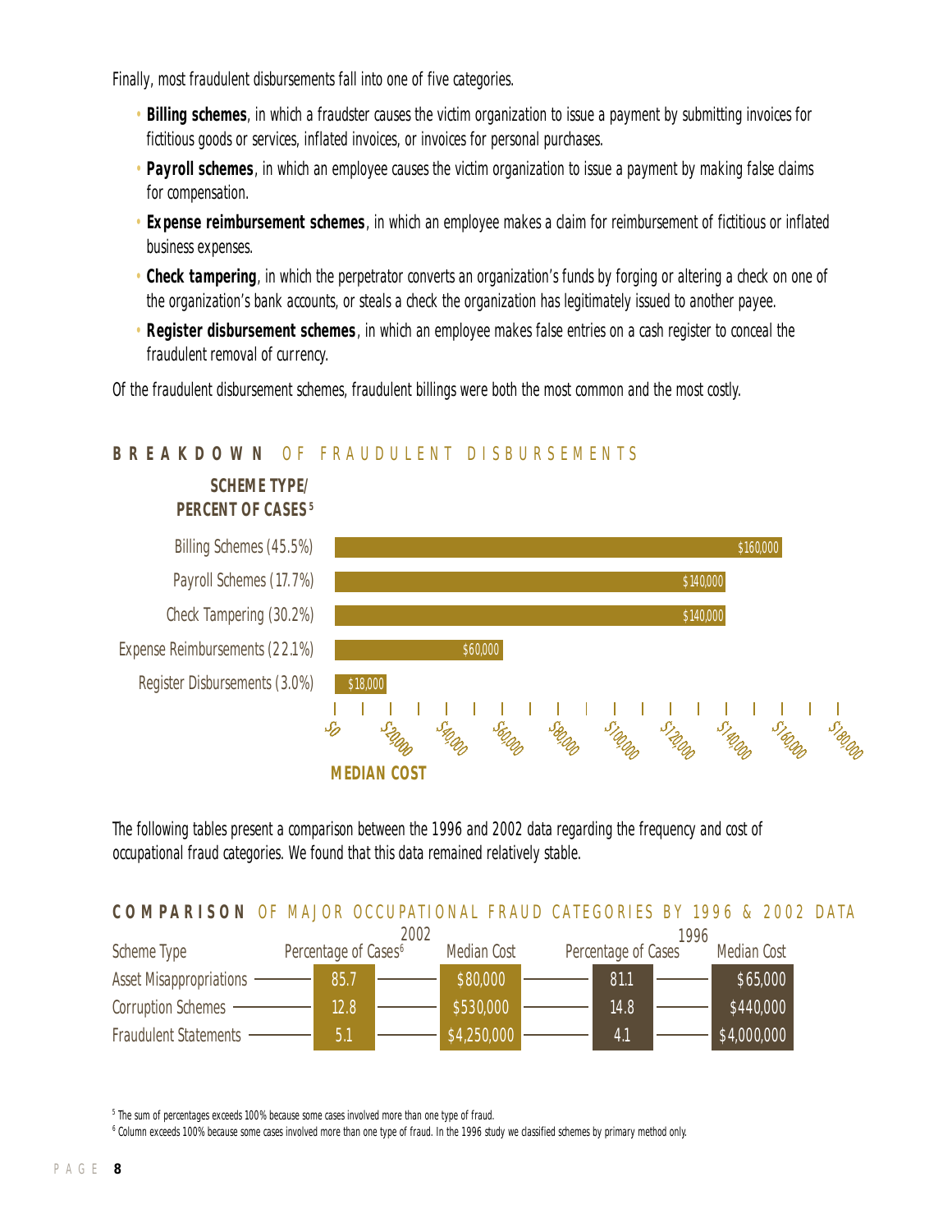Finally, most fraudulent disbursements fall into one of five categories.

- **Billing schemes**, in which a fraudster causes the victim organization to issue a payment by submitting invoices for fictitious goods or services, inflated invoices, or invoices for personal purchases.
- **Payroll schemes**, in which an employee causes the victim organization to issue a payment by making false claims for compensation.
- **Expense reimbursement schemes**, in which an employee makes a claim for reimbursement of fictitious or inflated business expenses.
- **Check tampering**, in which the perpetrator converts an organization's funds by forging or altering a check on one of the organization's bank accounts, or steals a check the organization has legitimately issued to another payee.
- **Register disbursement schemes**, in which an employee makes false entries on a cash register to conceal the fraudulent removal of currency.

Of the fraudulent disbursement schemes, fraudulent billings were both the most common and the most costly.

## BREAKDOWN OF FRAUDULENT DISBURSEMENTS

| Scheme Type/Percent of Cases[5] | Median Cost |
|---|---|
| Billing Schemes (45.5%) | $160,000 |
| Payroll Schemes (17.7%) | $140,000 |
| Check Tampering (30.2%) | $140,000 |
| Expense Reimbursements (22.1%) | $60,000 |
| Register Disbursements (3.0%) | $18,000 |

The following tables present a comparison between the 1996 and 2002 data regarding the frequency and cost of occupational fraud categories. We found that this data remained relatively stable.

## COMPARISON OF MAJOR OCCUPATIONAL FRAUD CATEGORIES BY 1996 & 2002 DATA

| | 2002 | | 1996 | |
|---|---|---|---|---|
| Scheme Type | Percentage of Cases[6] | Median Cost | Percentage of Cases | Median Cost |
| Asset Misappropriations | 85.7 | $80,000 | 81.1 | $65,000 |
| Corruption Schemes | 12.8 | $530,000 | 14.8 | $440,000 |
| Fraudulent Statements | 5.1 | $4,250,000 | 4.1 | $4,000,000 |

[5] The sum of percentages exceeds 100% because some cases involved more than one type of fraud.

[6] Column exceeds 100% because some cases involved more than one type of fraud. In the 1996 study we classified schemes by primary method only.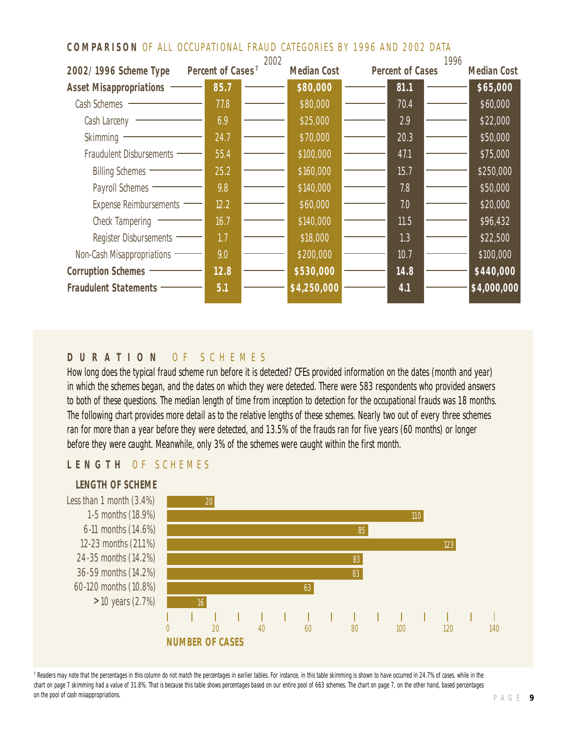## COMPARISON OF ALL OCCUPATIONAL FRAUD CATEGORIES BY 1996 AND 2002 DATA

| 2002/1996 Scheme Type | 2002 Percent of Cases[7] | 2002 Median Cost | 1996 Percent of Cases | 1996 Median Cost |
|---|---|---|---|---|
| **Asset Misappropriations** | **85.7** | **$80,000** | **81.1** | **$65,000** |
| Cash Schemes | 77.8 | $80,000 | 70.4 | $60,000 |
| Cash Larceny | 6.9 | $25,000 | 2.9 | $22,000 |
| Skimming | 24.7 | $70,000 | 20.3 | $50,000 |
| Fraudulent Disbursements | 55.4 | $100,000 | 47.1 | $75,000 |
| Billing Schemes | 25.2 | $160,000 | 15.7 | $250,000 |
| Payroll Schemes | 9.8 | $140,000 | 7.8 | $50,000 |
| Expense Reimbursements | 12.2 | $60,000 | 7.0 | $20,000 |
| Check Tampering | 16.7 | $140,000 | 11.5 | $96,432 |
| Register Disbursements | 1.7 | $18,000 | 1.3 | $22,500 |
| Non-Cash Misappropriations | 9.0 | $200,000 | 10.7 | $100,000 |
| **Corruption Schemes** | **12.8** | **$530,000** | **14.8** | **$440,000** |
| **Fraudulent Statements** | **5.1** | **$4,250,000** | **4.1** | **$4,000,000** |

## DURATION OF SCHEMES

How long does the typical fraud scheme run before it is detected? CFEs provided information on the dates (month and year) in which the schemes began, and the dates on which they were detected. There were 583 respondents who provided answers to both of these questions. The median length of time from inception to detection for the occupational frauds was 18 months. The following chart provides more detail as to the relative lengths of these schemes. Nearly two out of every three schemes ran for more than a year before they were detected, and 13.5% of the frauds ran for five years (60 months) or longer before they were caught. Meanwhile, only 3% of the schemes were caught within the first month.

## LENGTH OF SCHEMES

| Length of Scheme | Number of Cases |
|---|---|
| Less than 1 month (3.4%) | 20 |
| 1-5 months (18.9%) | 110 |
| 6-11 months (14.6%) | 85 |
| 12-23 months (21.1%) | 123 |
| 24-35 months (14.2%) | 83 |
| 36-59 months (14.2%) | 83 |
| 60-120 months (10.8%) | 63 |
| > 10 years (2.7%) | 16 |

[7] Readers may note that the percentages in this column do not match the percentages in earlier tables. For instance, in this table skimming is shown to have occurred in 24.7% of cases, while in the chart on page 7 skimming had a value of 31.8%. That is because this table shows percentages based on our entire pool of 663 schemes. The chart on page 7, on the other hand, based percentages on the pool of cash misappropriations.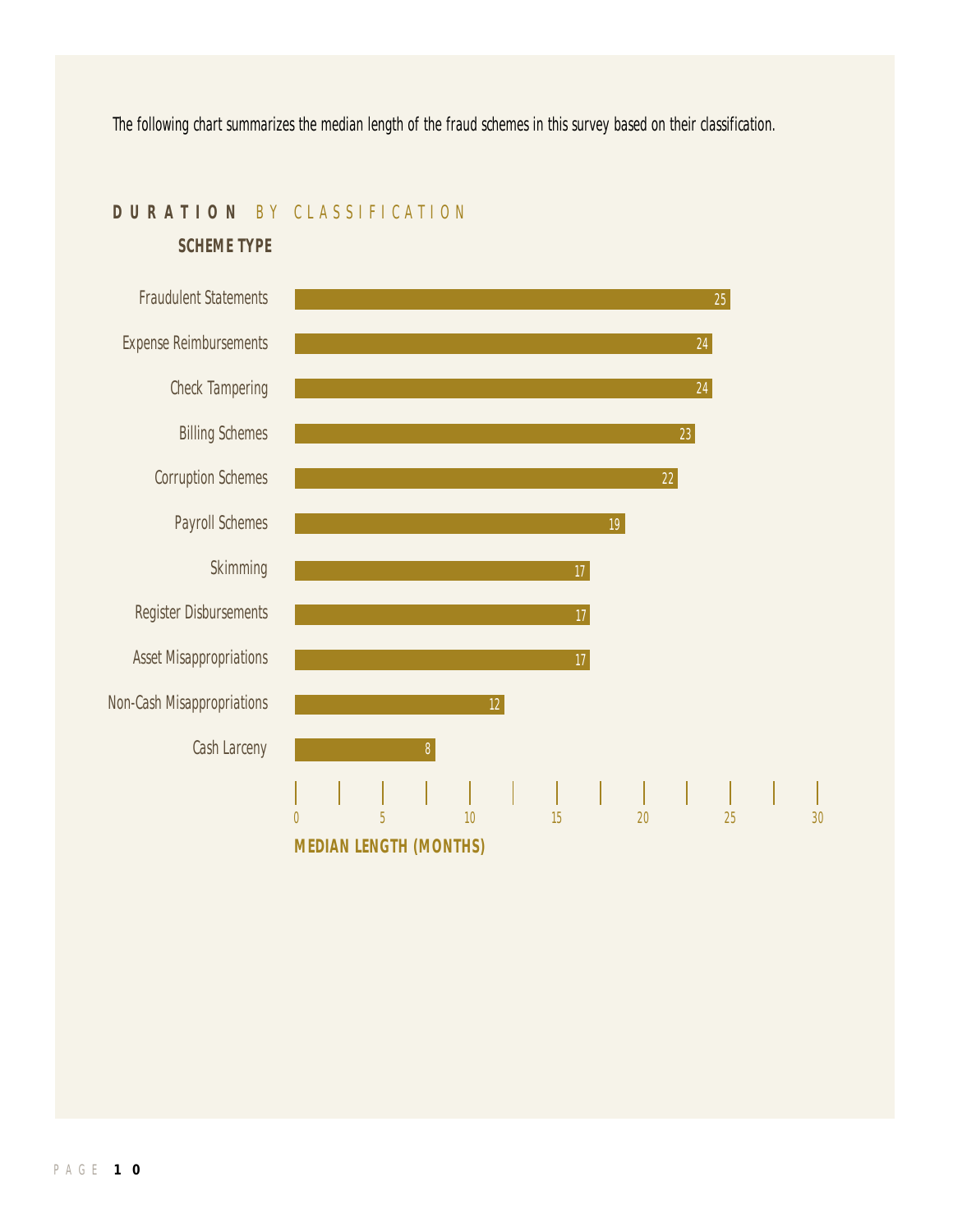The following chart summarizes the median length of the fraud schemes in this survey based on their classification.

## DURATION BY CLASSIFICATION

| SCHEME TYPE | MEDIAN LENGTH (MONTHS) |
|---|---|
| Fraudulent Statements | 25 |
| Expense Reimbursements | 24 |
| Check Tampering | 24 |
| Billing Schemes | 23 |
| Corruption Schemes | 22 |
| Payroll Schemes | 19 |
| Skimming | 17 |
| Register Disbursements | 17 |
| Asset Misappropriations | 17 |
| Non-Cash Misappropriations | 12 |
| Cash Larceny | 8 |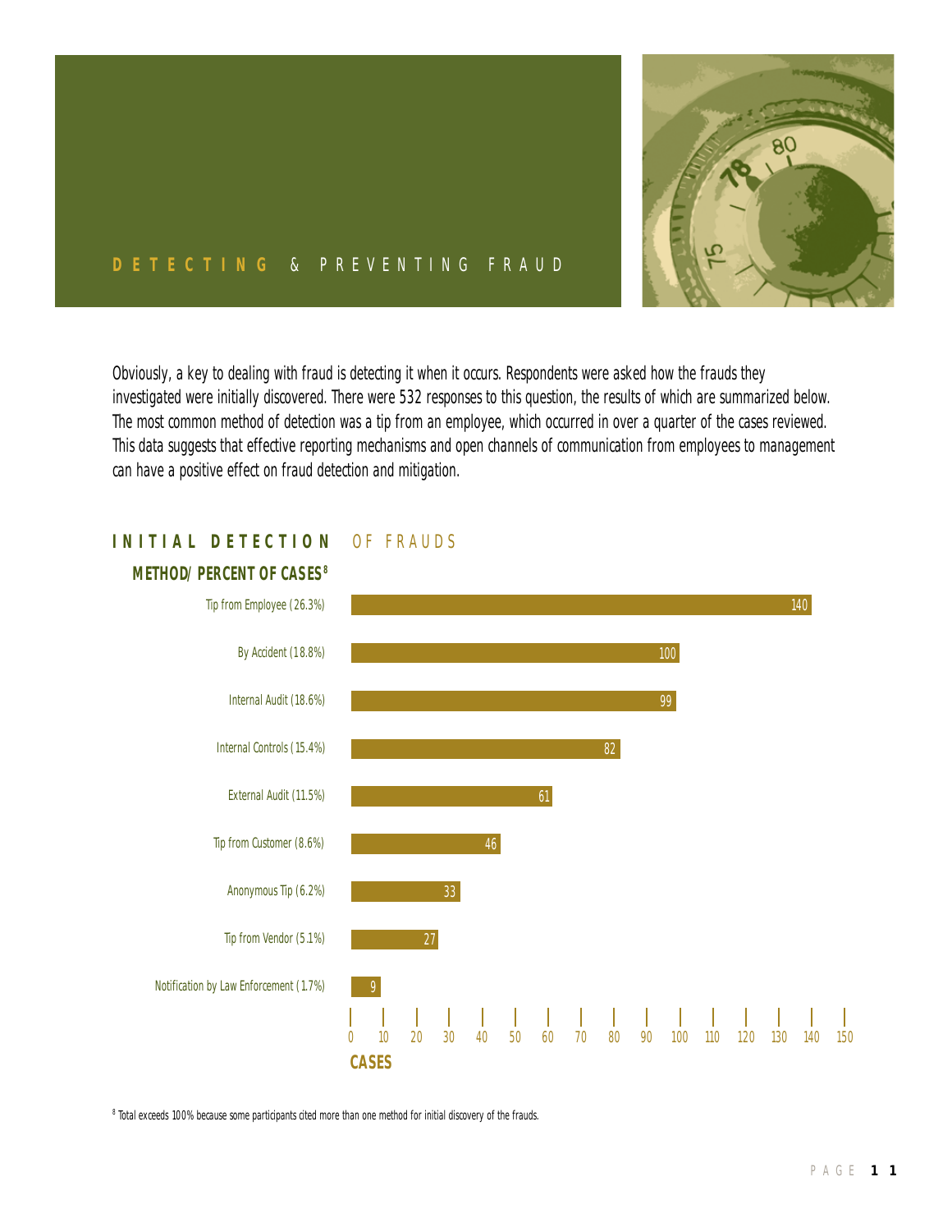## DETECTING & PREVENTING FRAUD

Obviously, a key to dealing with fraud is detecting it when it occurs. Respondents were asked how the frauds they investigated were initially discovered. There were 532 responses to this question, the results of which are summarized below. The most common method of detection was a tip from an employee, which occurred in over a quarter of the cases reviewed. This data suggests that effective reporting mechanisms and open channels of communication from employees to management can have a positive effect on fraud detection and mitigation.

### INITIAL DETECTION OF FRAUDS

| METHOD/ PERCENT OF CASES[8] | CASES |
| --- | --- |
| Tip from Employee (26.3%) | 140 |
| By Accident (18.8%) | 100 |
| Internal Audit (18.6%) | 99 |
| Internal Controls (15.4%) | 82 |
| External Audit (11.5%) | 61 |
| Tip from Customer (8.6%) | 46 |
| Anonymous Tip (6.2%) | 33 |
| Tip from Vendor (5.1%) | 27 |
| Notification by Law Enforcement (1.7%) | 9 |

[8] Total exceeds 100% because some participants cited more than one method for initial discovery of the frauds.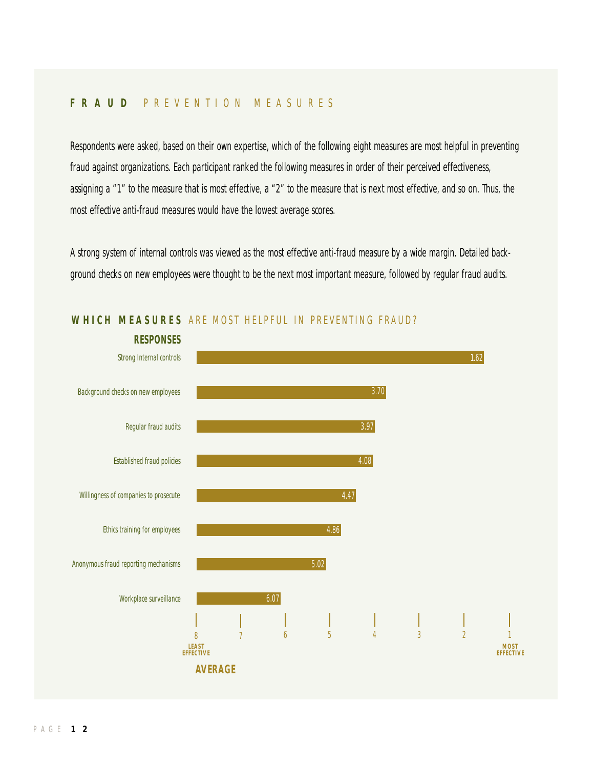## FRAUD PREVENTION MEASURES

Respondents were asked, based on their own expertise, which of the following eight measures are most helpful in preventing fraud against organizations. Each participant ranked the following measures in order of their perceived effectiveness, assigning a "1" to the measure that is most effective, a "2" to the measure that is next most effective, and so on. Thus, the most effective anti-fraud measures would have the lowest average scores.

A strong system of internal controls was viewed as the most effective anti-fraud measure by a wide margin. Detailed background checks on new employees were thought to be the next most important measure, followed by regular fraud audits.

### WHICH MEASURES ARE MOST HELPFUL IN PREVENTING FRAUD?

| Responses | Average (8 = Least Effective, 1 = Most Effective) |
|---|---|
| Strong Internal controls | 1.62 |
| Background checks on new employees | 3.70 |
| Regular fraud audits | 3.97 |
| Established fraud policies | 4.08 |
| Willingness of companies to prosecute | 4.47 |
| Ethics training for employees | 4.86 |
| Anonymous fraud reporting mechanisms | 5.02 |
| Workplace surveillance | 6.07 |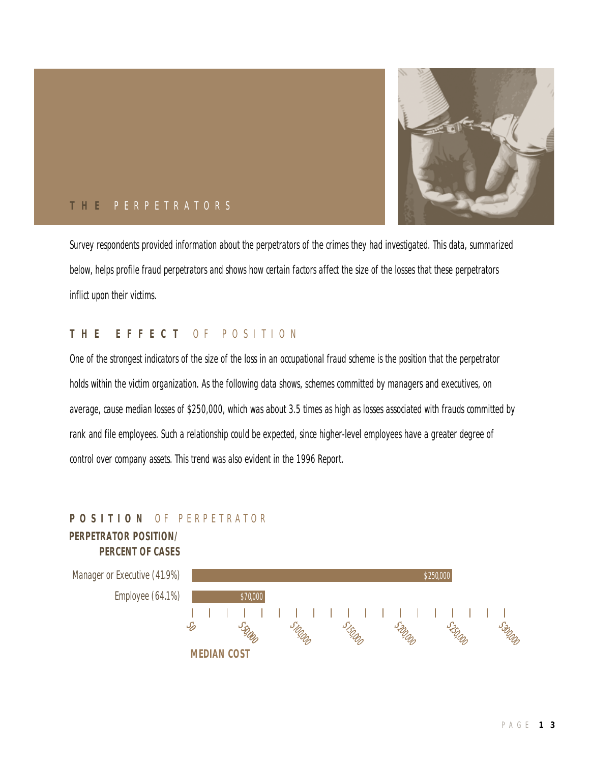## THE PERPETRATORS

Survey respondents provided information about the perpetrators of the crimes they had investigated. This data, summarized below, helps profile fraud perpetrators and shows how certain factors affect the size of the losses that these perpetrators inflict upon their victims.

### THE EFFECT OF POSITION

One of the strongest indicators of the size of the loss in an occupational fraud scheme is the position that the perpetrator holds within the victim organization. As the following data shows, schemes committed by managers and executives, on average, cause median losses of $250,000, which was about 3.5 times as high as losses associated with frauds committed by rank and file employees. Such a relationship could be expected, since higher-level employees have a greater degree of control over company assets. This trend was also evident in the 1996 Report.

### POSITION OF PERPETRATOR

| PERPETRATOR POSITION/ PERCENT OF CASES | MEDIAN COST |
| --- | --- |
| Manager or Executive (41.9%) | $250,000 |
| Employee (64.1%) | $70,000 |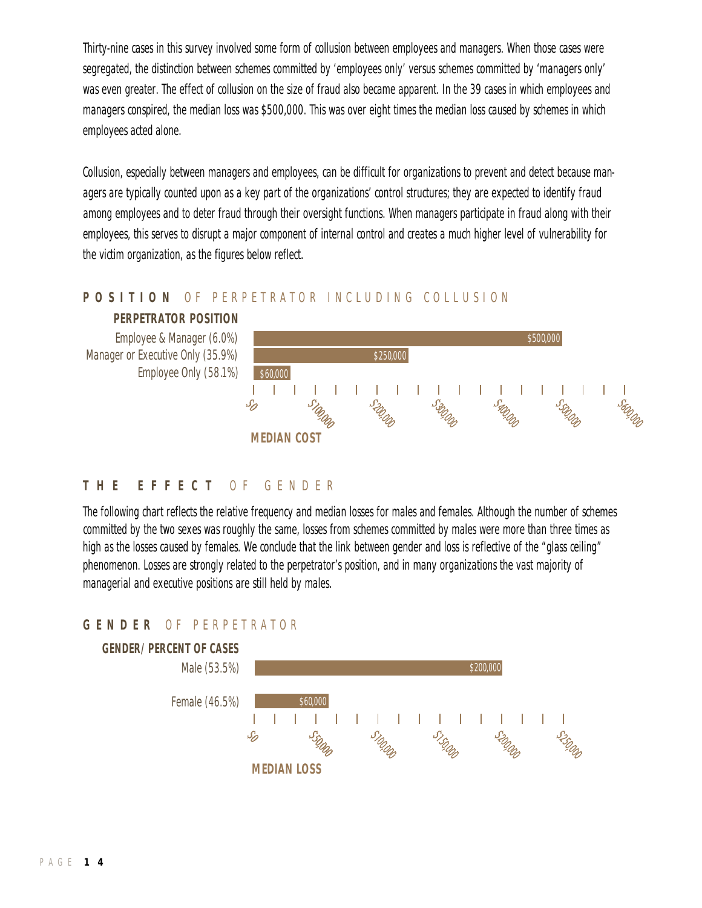Thirty-nine cases in this survey involved some form of collusion between employees and managers. When those cases were segregated, the distinction between schemes committed by 'employees only' versus schemes committed by 'managers only' was even greater. The effect of collusion on the size of fraud also became apparent. In the 39 cases in which employees and managers conspired, the median loss was $500,000. This was over eight times the median loss caused by schemes in which employees acted alone.

Collusion, especially between managers and employees, can be difficult for organizations to prevent and detect because managers are typically counted upon as a key part of the organizations' control structures; they are expected to identify fraud among employees and to deter fraud through their oversight functions. When managers participate in fraud along with their employees, this serves to disrupt a major component of internal control and creates a much higher level of vulnerability for the victim organization, as the figures below reflect.

## **POSITION** OF PERPETRATOR INCLUDING COLLUSION

| PERPETRATOR POSITION | MEDIAN COST |
|---|---|
| Employee & Manager (6.0%) | $500,000 |
| Manager or Executive Only (35.9%) | $250,000 |
| Employee Only (58.1%) | $60,000 |

## **THE EFFECT** OF GENDER

The following chart reflects the relative frequency and median losses for males and females. Although the number of schemes committed by the two sexes was roughly the same, losses from schemes committed by males were more than three times as high as the losses caused by females. We conclude that the link between gender and loss is reflective of the "glass ceiling" phenomenon. Losses are strongly related to the perpetrator's position, and in many organizations the vast majority of managerial and executive positions are still held by males.

## **GENDER** OF PERPETRATOR

| GENDER/ PERCENT OF CASES | MEDIAN LOSS |
|---|---|
| Male (53.5%) | $200,000 |
| Female (46.5%) | $60,000 |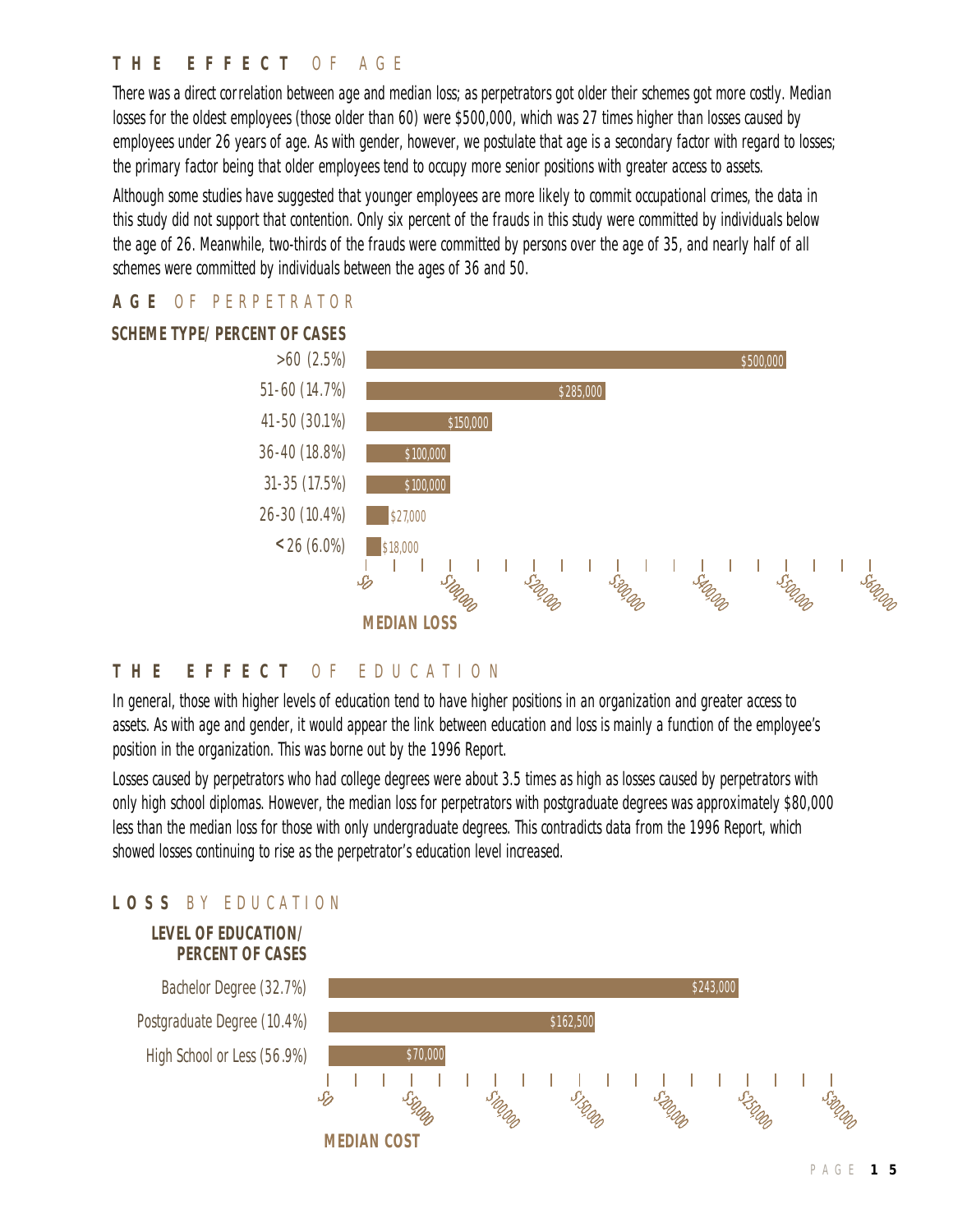## THE EFFECT OF AGE

There was a direct correlation between age and median loss; as perpetrators got older their schemes got more costly. Median losses for the oldest employees (those older than 60) were $500,000, which was 27 times higher than losses caused by employees under 26 years of age. As with gender, however, we postulate that age is a secondary factor with regard to losses; the primary factor being that older employees tend to occupy more senior positions with greater access to assets.

Although some studies have suggested that younger employees are more likely to commit occupational crimes, the data in this study did not support that contention. Only six percent of the frauds in this study were committed by individuals below the age of 26. Meanwhile, two-thirds of the frauds were committed by persons over the age of 35, and nearly half of all schemes were committed by individuals between the ages of 36 and 50.

### AGE OF PERPETRATOR

| SCHEME TYPE/ PERCENT OF CASES | MEDIAN LOSS |
|---|---|
| >60 (2.5%) | $500,000 |
| 51-60 (14.7%) | $285,000 |
| 41-50 (30.1%) | $150,000 |
| 36-40 (18.8%) | $100,000 |
| 31-35 (17.5%) | $100,000 |
| 26-30 (10.4%) | $27,000 |
| <26 (6.0%) | $18,000 |

## THE EFFECT OF EDUCATION

In general, those with higher levels of education tend to have higher positions in an organization and greater access to assets. As with age and gender, it would appear the link between education and loss is mainly a function of the employee's position in the organization. This was borne out by the 1996 Report.

Losses caused by perpetrators who had college degrees were about 3.5 times as high as losses caused by perpetrators with only high school diplomas. However, the median loss for perpetrators with postgraduate degrees was approximately $80,000 less than the median loss for those with only undergraduate degrees. This contradicts data from the 1996 Report, which showed losses continuing to rise as the perpetrator's education level increased.

### LOSS BY EDUCATION

| LEVEL OF EDUCATION/ PERCENT OF CASES | MEDIAN COST |
|---|---|
| Bachelor Degree (32.7%) | $243,000 |
| Postgraduate Degree (10.4%) | $162,500 |
| High School or Less (56.9%) | $70,000 |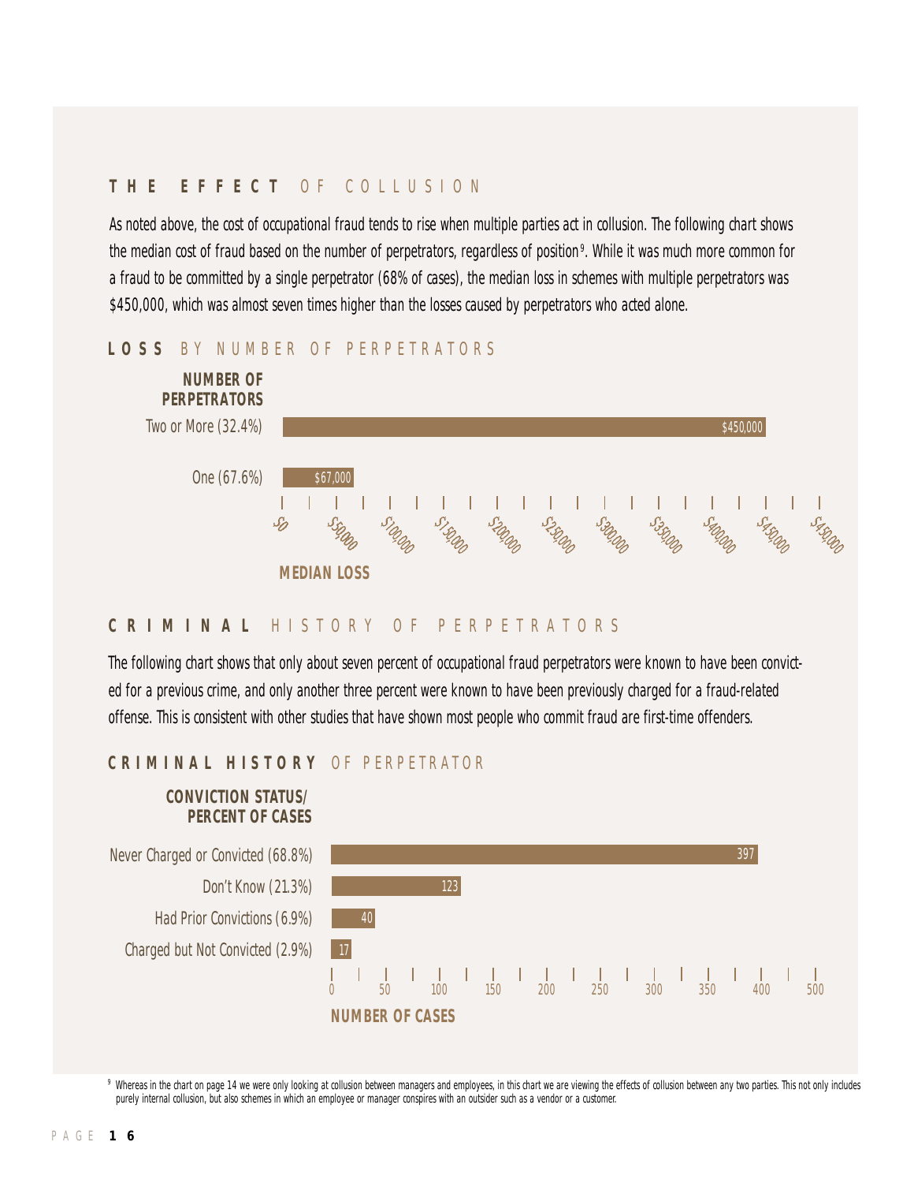## THE EFFECT OF COLLUSION

As noted above, the cost of occupational fraud tends to rise when multiple parties act in collusion. The following chart shows the median cost of fraud based on the number of perpetrators, regardless of position[9]. While it was much more common for a fraud to be committed by a single perpetrator (68% of cases), the median loss in schemes with multiple perpetrators was $450,000, which was almost seven times higher than the losses caused by perpetrators who acted alone.

### LOSS BY NUMBER OF PERPETRATORS

| NUMBER OF PERPETRATORS | MEDIAN LOSS |
|---|---|
| Two or More (32.4%) | $450,000 |
| One (67.6%) | $67,000 |

## CRIMINAL HISTORY OF PERPETRATORS

The following chart shows that only about seven percent of occupational fraud perpetrators were known to have been convicted for a previous crime, and only another three percent were known to have been previously charged for a fraud-related offense. This is consistent with other studies that have shown most people who commit fraud are first-time offenders.

### CRIMINAL HISTORY OF PERPETRATOR

| CONVICTION STATUS/ PERCENT OF CASES | NUMBER OF CASES |
|---|---|
| Never Charged or Convicted (68.8%) | 397 |
| Don't Know (21.3%) | 123 |
| Had Prior Convictions (6.9%) | 40 |
| Charged but Not Convicted (2.9%) | 17 |

[9] Whereas in the chart on page 14 we were only looking at collusion between managers and employees, in this chart we are viewing the effects of collusion between any two parties. This not only includes purely internal collusion, but also schemes in which an employee or manager conspires with an outsider such as a vendor or a customer.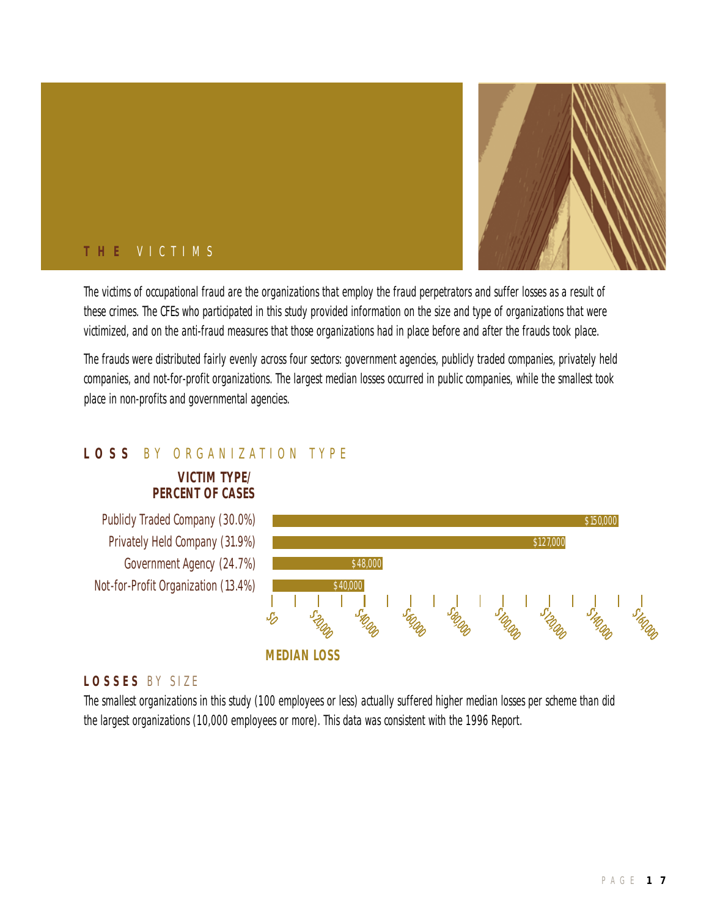## THE VICTIMS

The victims of occupational fraud are the organizations that employ the fraud perpetrators and suffer losses as a result of these crimes. The CFEs who participated in this study provided information on the size and type of organizations that were victimized, and on the anti-fraud measures that those organizations had in place before and after the frauds took place.

The frauds were distributed fairly evenly across four sectors: government agencies, publicly traded companies, privately held companies, and not-for-profit organizations. The largest median losses occurred in public companies, while the smallest took place in non-profits and governmental agencies.

### LOSS BY ORGANIZATION TYPE

| Victim Type/Percent of Cases | Median Loss |
|---|---|
| Publicly Traded Company (30.0%) | $150,000 |
| Privately Held Company (31.9%) | $127,000 |
| Government Agency (24.7%) | $48,000 |
| Not-for-Profit Organization (13.4%) | $40,000 |

### LOSSES BY SIZE

The smallest organizations in this study (100 employees or less) actually suffered higher median losses per scheme than did the largest organizations (10,000 employees or more). This data was consistent with the 1996 Report.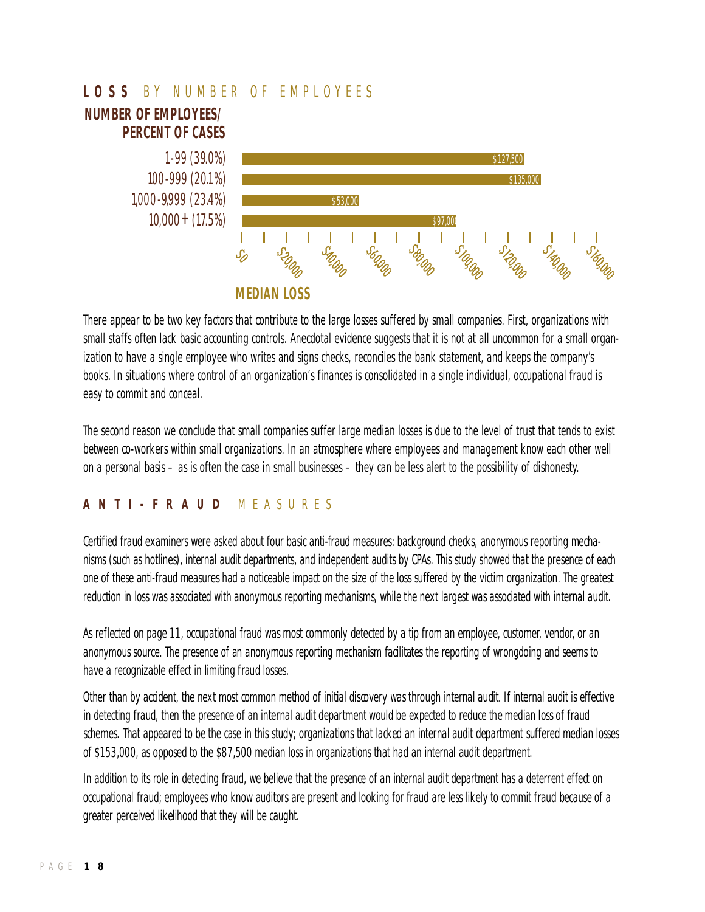## LOSS BY NUMBER OF EMPLOYEES

| NUMBER OF EMPLOYEES/ PERCENT OF CASES | MEDIAN LOSS |
|---|---|
| 1-99 (39.0%) | $127,500 |
| 100-999 (20.1%) | $135,000 |
| 1,000-9,999 (23.4%) | $53,000 |
| 10,000 + (17.5%) | $97,000 |

There appear to be two key factors that contribute to the large losses suffered by small companies. First, organizations with small staffs often lack basic accounting controls. Anecdotal evidence suggests that it is not at all uncommon for a small organization to have a single employee who writes and signs checks, reconciles the bank statement, and keeps the company's books. In situations where control of an organization's finances is consolidated in a single individual, occupational fraud is easy to commit and conceal.

The second reason we conclude that small companies suffer large median losses is due to the level of trust that tends to exist between co-workers within small organizations. In an atmosphere where employees and management know each other well on a personal basis – as is often the case in small businesses – they can be less alert to the possibility of dishonesty.

## ANTI-FRAUD MEASURES

Certified fraud examiners were asked about four basic anti-fraud measures: background checks, anonymous reporting mechanisms (such as hotlines), internal audit departments, and independent audits by CPAs. This study showed that the presence of each one of these anti-fraud measures had a noticeable impact on the size of the loss suffered by the victim organization. The greatest reduction in loss was associated with anonymous reporting mechanisms, while the next largest was associated with internal audit.

As reflected on page 11, occupational fraud was most commonly detected by a tip from an employee, customer, vendor, or an anonymous source. The presence of an anonymous reporting mechanism facilitates the reporting of wrongdoing and seems to have a recognizable effect in limiting fraud losses.

Other than by accident, the next most common method of initial discovery was through internal audit. If internal audit is effective in detecting fraud, then the presence of an internal audit department would be expected to reduce the median loss of fraud schemes. That appeared to be the case in this study; organizations that lacked an internal audit department suffered median losses of $153,000, as opposed to the $87,500 median loss in organizations that had an internal audit department.

In addition to its role in detecting fraud, we believe that the presence of an internal audit department has a deterrent effect on occupational fraud; employees who know auditors are present and looking for fraud are less likely to commit fraud because of a greater perceived likelihood that they will be caught.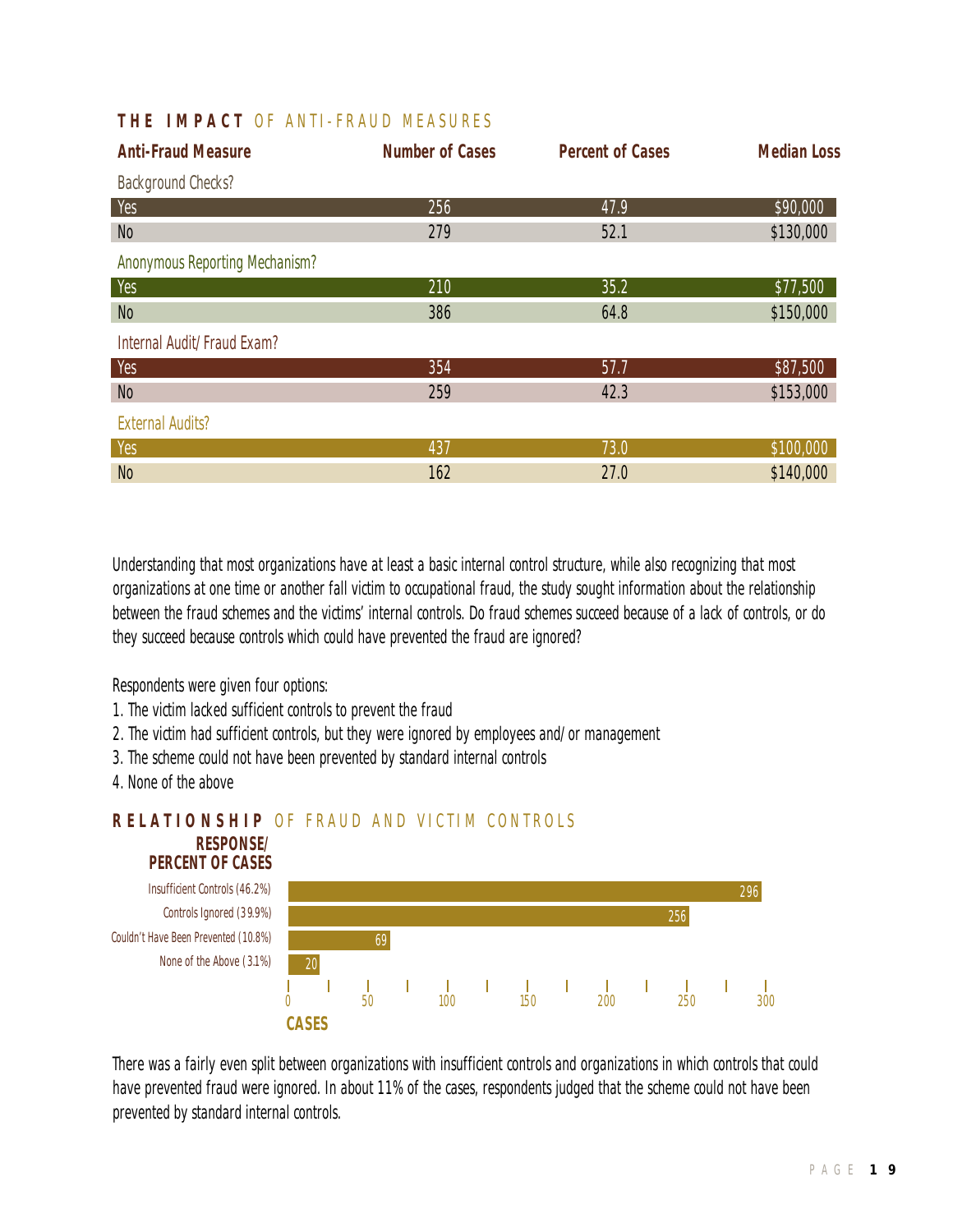## THE IMPACT OF ANTI-FRAUD MEASURES

| Anti-Fraud Measure | Number of Cases | Percent of Cases | Median Loss |
|---|---|---|---|
| Background Checks? | | | |
| Yes | 256 | 47.9 | $90,000 |
| No | 279 | 52.1 | $130,000 |
| Anonymous Reporting Mechanism? | | | |
| Yes | 210 | 35.2 | $77,500 |
| No | 386 | 64.8 | $150,000 |
| Internal Audit/ Fraud Exam? | | | |
| Yes | 354 | 57.7 | $87,500 |
| No | 259 | 42.3 | $153,000 |
| External Audits? | | | |
| Yes | 437 | 73.0 | $100,000 |
| No | 162 | 27.0 | $140,000 |

Understanding that most organizations have at least a basic internal control structure, while also recognizing that most organizations at one time or another fall victim to occupational fraud, the study sought information about the relationship between the fraud schemes and the victims' internal controls. Do fraud schemes succeed because of a lack of controls, or do they succeed because controls which could have prevented the fraud are ignored?

Respondents were given four options:

1. The victim lacked sufficient controls to prevent the fraud
2. The victim had sufficient controls, but they were ignored by employees and/ or management
3. The scheme could not have been prevented by standard internal controls
4. None of the above

## RELATIONSHIP OF FRAUD AND VICTIM CONTROLS

| RESPONSE/ PERCENT OF CASES | CASES |
|---|---|
| Insufficient Controls (46.2%) | 296 |
| Controls Ignored (39.9%) | 256 |
| Couldn't Have Been Prevented (10.8%) | 69 |
| None of the Above (3.1%) | 20 |

There was a fairly even split between organizations with insufficient controls and organizations in which controls that could have prevented fraud were ignored. In about 11% of the cases, respondents judged that the scheme could not have been prevented by standard internal controls.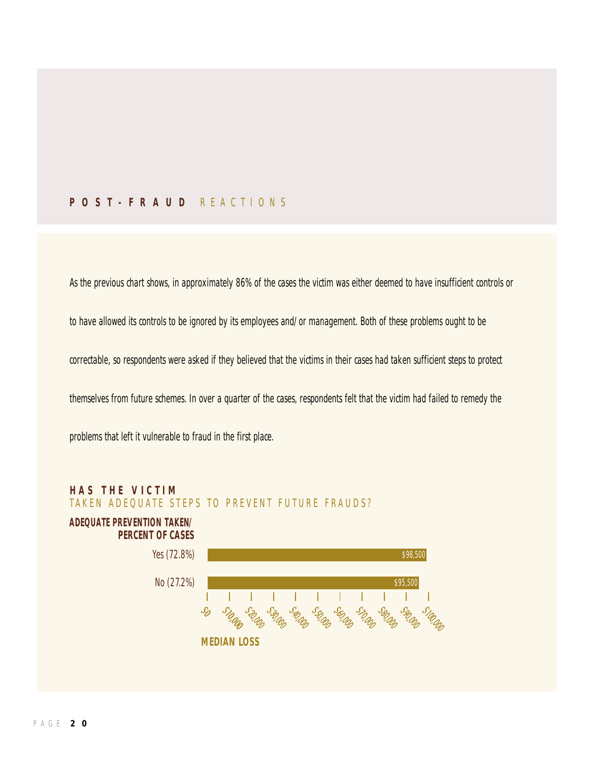## POST-FRAUD REACTIONS

As the previous chart shows, in approximately 86% of the cases the victim was either deemed to have insufficient controls or to have allowed its controls to be ignored by its employees and/or management. Both of these problems ought to be correctable, so respondents were asked if they believed that the victims in their cases had taken sufficient steps to protect themselves from future schemes. In over a quarter of the cases, respondents felt that the victim had failed to remedy the problems that left it vulnerable to fraud in the first place.

### HAS THE VICTIM TAKEN ADEQUATE STEPS TO PREVENT FUTURE FRAUDS?

| ADEQUATE PREVENTION TAKEN/ PERCENT OF CASES | MEDIAN LOSS |
|---|---|
| Yes (72.8%) | $98,500 |
| No (27.2%) | $95,500 |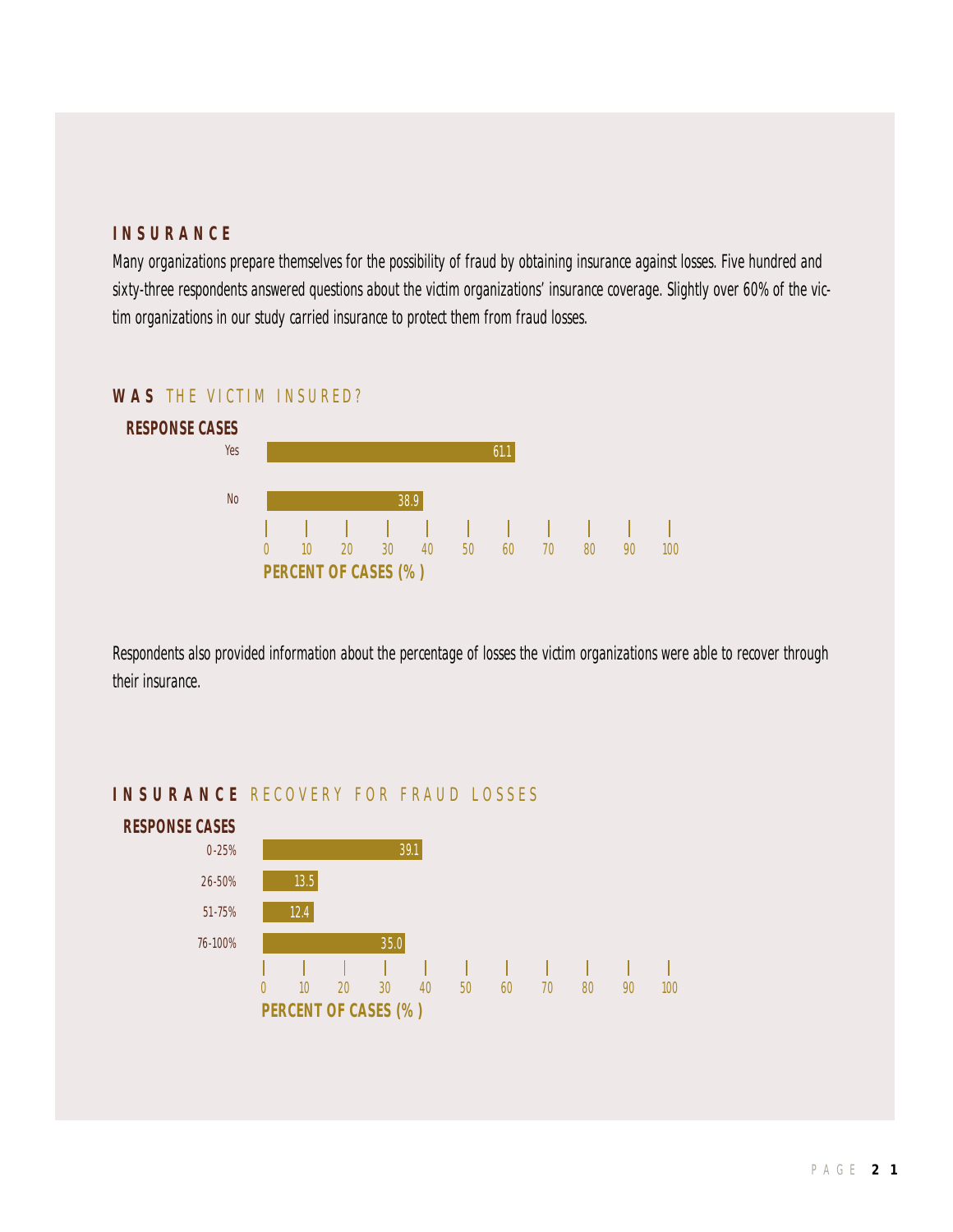## INSURANCE

Many organizations prepare themselves for the possibility of fraud by obtaining insurance against losses. Five hundred and sixty-three respondents answered questions about the victim organizations' insurance coverage. Slightly over 60% of the victim organizations in our study carried insurance to protect them from fraud losses.

### WAS THE VICTIM INSURED?

| RESPONSE CASES | PERCENT OF CASES (%) |
|---|---|
| Yes | 61.1 |
| No | 38.9 |

Respondents also provided information about the percentage of losses the victim organizations were able to recover through their insurance.

### INSURANCE RECOVERY FOR FRAUD LOSSES

| RESPONSE CASES | PERCENT OF CASES (%) |
|---|---|
| 0-25% | 39.1 |
| 26-50% | 13.5 |
| 51-75% | 12.4 |
| 76-100% | 35.0 |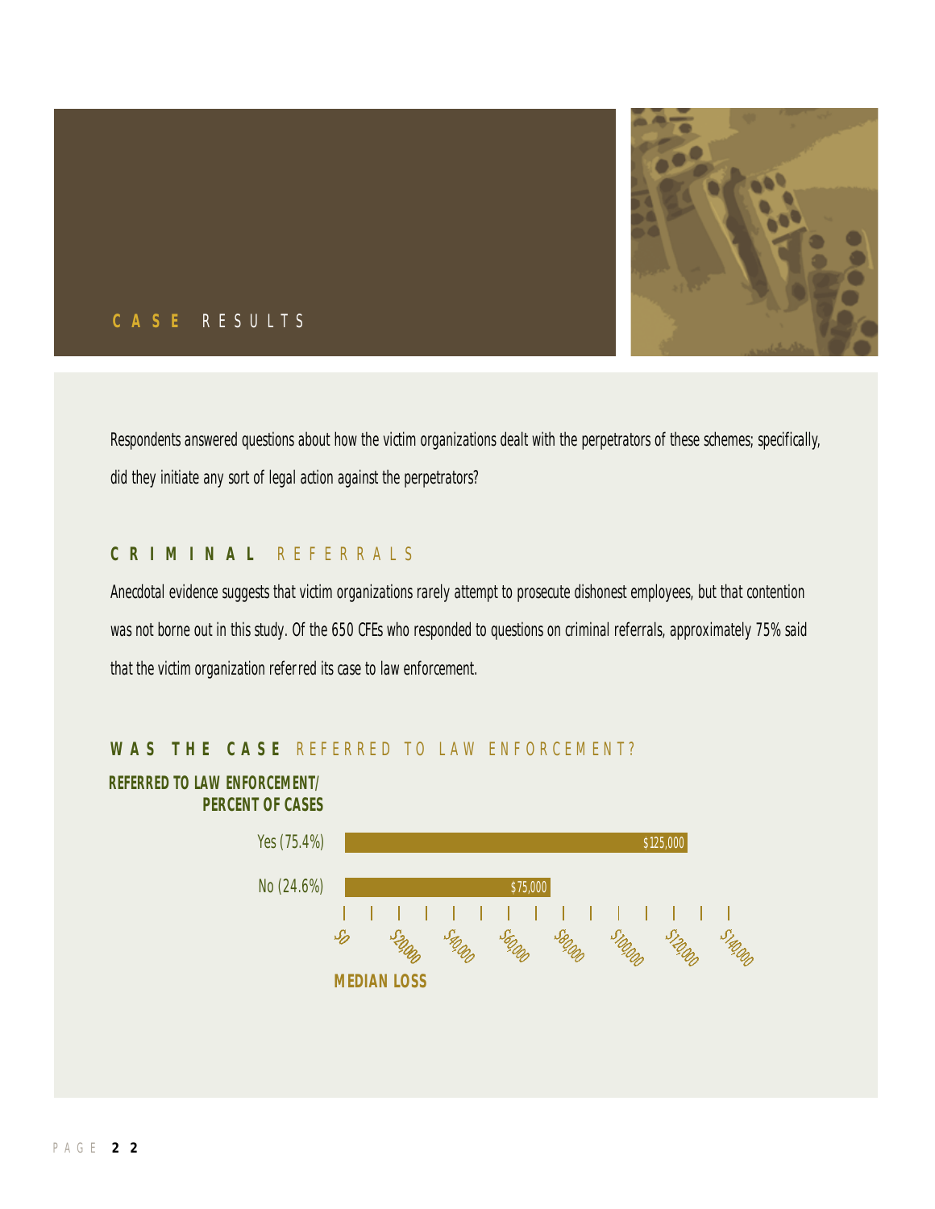## CASE RESULTS

Respondents answered questions about how the victim organizations dealt with the perpetrators of these schemes; specifically, did they initiate any sort of legal action against the perpetrators?

### CRIMINAL REFERRALS

Anecdotal evidence suggests that victim organizations rarely attempt to prosecute dishonest employees, but that contention was not borne out in this study. Of the 650 CFEs who responded to questions on criminal referrals, approximately 75% said that the victim organization referred its case to law enforcement.

### WAS THE CASE REFERRED TO LAW ENFORCEMENT?

| REFERRED TO LAW ENFORCEMENT/ PERCENT OF CASES | MEDIAN LOSS |
| --- | --- |
| Yes (75.4%) | $125,000 |
| No (24.6%) | $75,000 |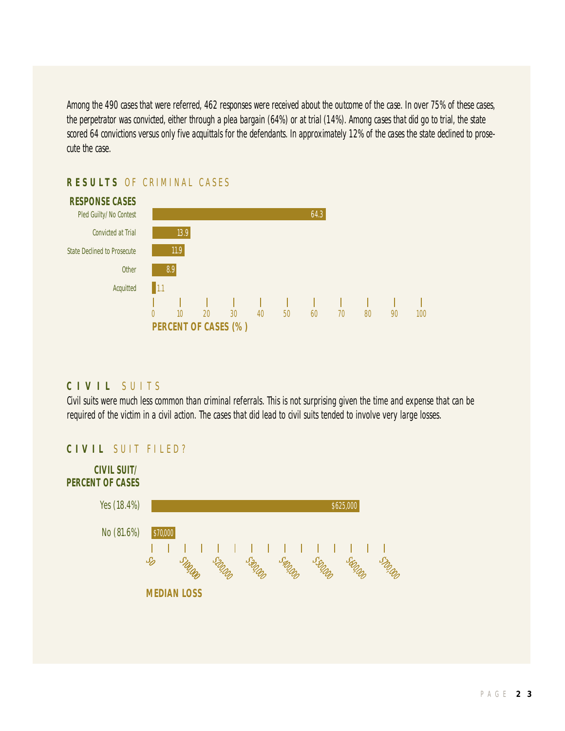Among the 490 cases that were referred, 462 responses were received about the outcome of the case. In over 75% of these cases, the perpetrator was convicted, either through a plea bargain (64%) or at trial (14%). Among cases that did go to trial, the state scored 64 convictions versus only five acquittals for the defendants. In approximately 12% of the cases the state declined to prosecute the case.

## RESULTS OF CRIMINAL CASES

| RESPONSE CASES | PERCENT OF CASES (%) |
|---|---|
| Pled Guilty/ No Contest | 64.3 |
| Convicted at Trial | 13.9 |
| State Declined to Prosecute | 11.9 |
| Other | 8.9 |
| Acquitted | 1.1 |

## CIVIL SUITS

Civil suits were much less common than criminal referrals. This is not surprising given the time and expense that can be required of the victim in a civil action. The cases that did lead to civil suits tended to involve very large losses.

## CIVIL SUIT FILED?

| CIVIL SUIT/ PERCENT OF CASES | MEDIAN LOSS |
|---|---|
| Yes (18.4%) | $625,000 |
| No (81.6%) | $70,000 |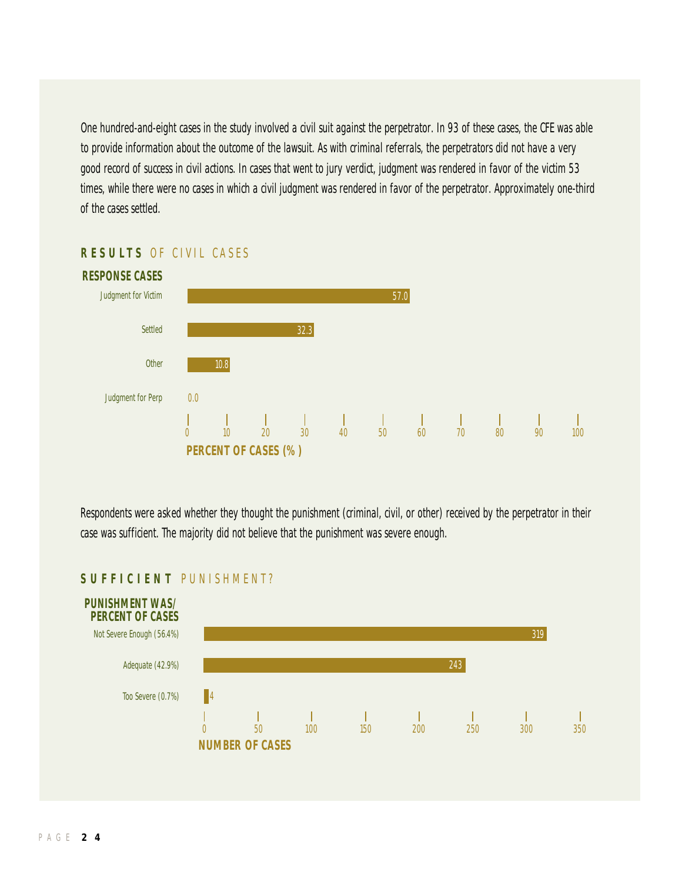One hundred-and-eight cases in the study involved a civil suit against the perpetrator. In 93 of these cases, the CFE was able to provide information about the outcome of the lawsuit. As with criminal referrals, the perpetrators did not have a very good record of success in civil actions. In cases that went to jury verdict, judgment was rendered in favor of the victim 53 times, while there were no cases in which a civil judgment was rendered in favor of the perpetrator. Approximately one-third of the cases settled.

## RESULTS OF CIVIL CASES

| Response Cases | Percent of Cases (%) |
|---|---|
| Judgment for Victim | 57.0 |
| Settled | 32.3 |
| Other | 10.8 |
| Judgment for Perp | 0.0 |

Respondents were asked whether they thought the punishment (criminal, civil, or other) received by the perpetrator in their case was sufficient. The majority did not believe that the punishment was severe enough.

## SUFFICIENT PUNISHMENT?

| Punishment Was/Percent of Cases | Number of Cases |
|---|---|
| Not Severe Enough (56.4%) | 319 |
| Adequate (42.9%) | 243 |
| Too Severe (0.7%) | 4 |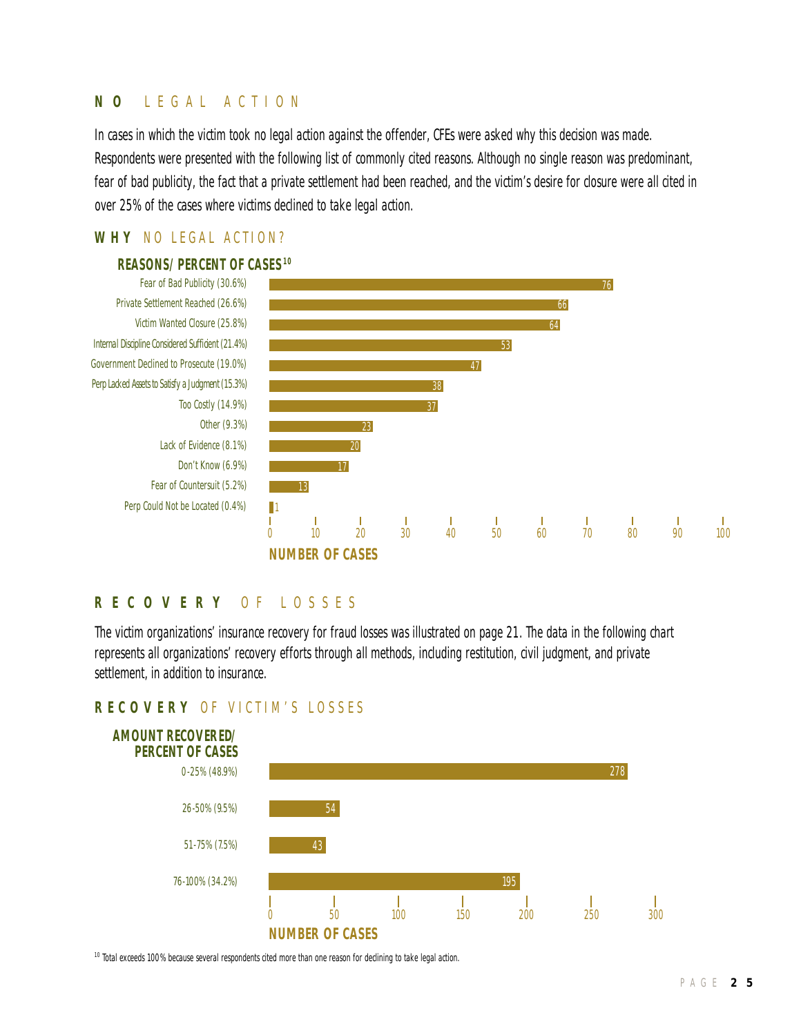## NO LEGAL ACTION

In cases in which the victim took no legal action against the offender, CFEs were asked why this decision was made. Respondents were presented with the following list of commonly cited reasons. Although no single reason was predominant, fear of bad publicity, the fact that a private settlement had been reached, and the victim's desire for closure were all cited in over 25% of the cases where victims declined to take legal action.

### WHY NO LEGAL ACTION?

| REASONS/ PERCENT OF CASES[10] | NUMBER OF CASES |
|---|---|
| Fear of Bad Publicity (30.6%) | 76 |
| Private Settlement Reached (26.6%) | 66 |
| Victim Wanted Closure (25.8%) | 64 |
| Internal Discipline Considered Sufficient (21.4%) | 53 |
| Government Declined to Prosecute (19.0%) | 47 |
| Perp Lacked Assets to Satisfy a Judgment (15.3%) | 38 |
| Too Costly (14.9%) | 37 |
| Other (9.3%) | 23 |
| Lack of Evidence (8.1%) | 20 |
| Don't Know (6.9%) | 17 |
| Fear of Countersuit (5.2%) | 13 |
| Perp Could Not be Located (0.4%) | 1 |

## RECOVERY OF LOSSES

The victim organizations' insurance recovery for fraud losses was illustrated on page 21. The data in the following chart represents all organizations' recovery efforts through all methods, including restitution, civil judgment, and private settlement, in addition to insurance.

### RECOVERY OF VICTIM'S LOSSES

| AMOUNT RECOVERED/ PERCENT OF CASES | NUMBER OF CASES |
|---|---|
| 0-25% (48.9%) | 278 |
| 26-50% (9.5%) | 54 |
| 51-75% (7.5%) | 43 |
| 76-100% (34.2%) | 195 |

[10] Total exceeds 100% because several respondents cited more than one reason for declining to take legal action.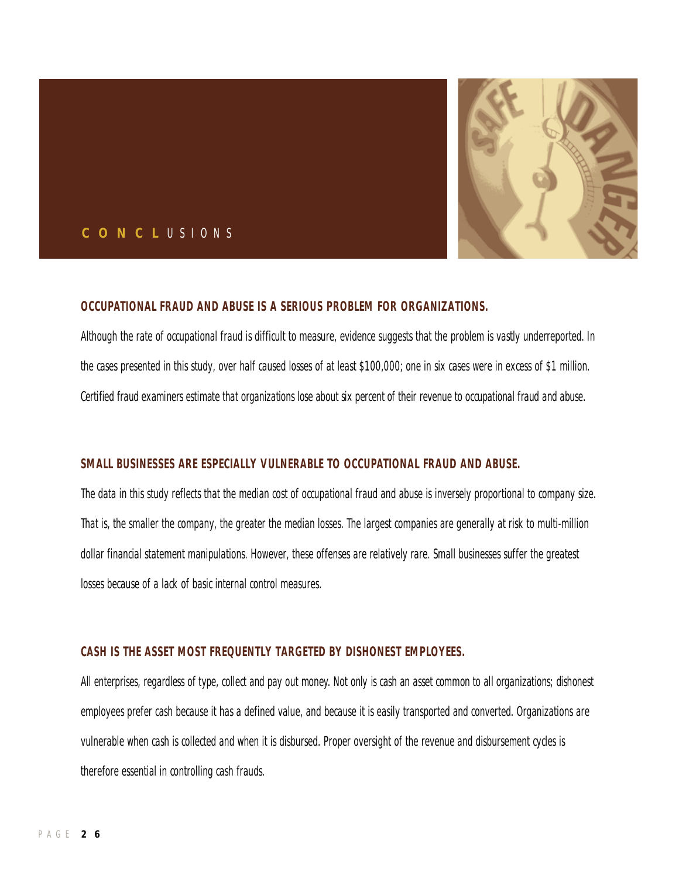# CONCLUSIONS

### OCCUPATIONAL FRAUD AND ABUSE IS A SERIOUS PROBLEM FOR ORGANIZATIONS.

Although the rate of occupational fraud is difficult to measure, evidence suggests that the problem is vastly underreported. In the cases presented in this study, over half caused losses of at least $100,000; one in six cases were in excess of $1 million. Certified fraud examiners estimate that organizations lose about six percent of their revenue to occupational fraud and abuse.

### SMALL BUSINESSES ARE ESPECIALLY VULNERABLE TO OCCUPATIONAL FRAUD AND ABUSE.

The data in this study reflects that the median cost of occupational fraud and abuse is inversely proportional to company size. That is, the smaller the company, the greater the median losses. The largest companies are generally at risk to multi-million dollar financial statement manipulations. However, these offenses are relatively rare. Small businesses suffer the greatest losses because of a lack of basic internal control measures.

### CASH IS THE ASSET MOST FREQUENTLY TARGETED BY DISHONEST EMPLOYEES.

All enterprises, regardless of type, collect and pay out money. Not only is cash an asset common to all organizations; dishonest employees prefer cash because it has a defined value, and because it is easily transported and converted. Organizations are vulnerable when cash is collected and when it is disbursed. Proper oversight of the revenue and disbursement cycles is therefore essential in controlling cash frauds.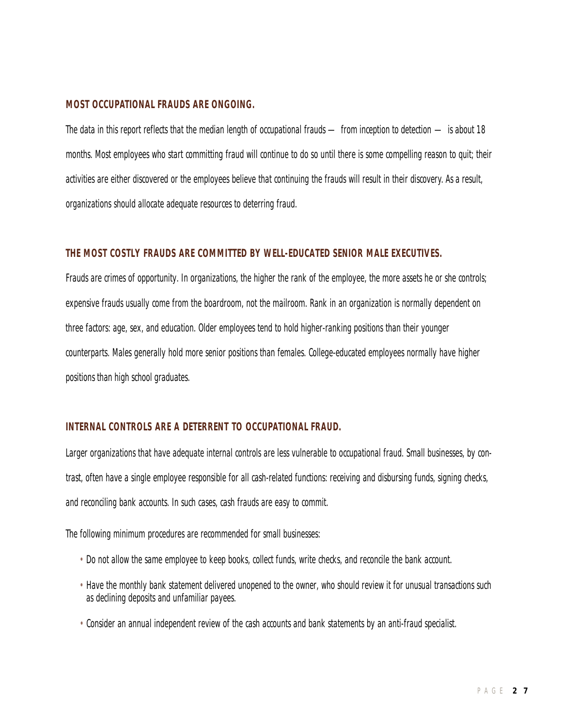### MOST OCCUPATIONAL FRAUDS ARE ONGOING.

The data in this report reflects that the median length of occupational frauds — from inception to detection — is about 18 months. Most employees who start committing fraud will continue to do so until there is some compelling reason to quit; their activities are either discovered or the employees believe that continuing the frauds will result in their discovery. As a result, organizations should allocate adequate resources to deterring fraud.

### THE MOST COSTLY FRAUDS ARE COMMITTED BY WELL-EDUCATED SENIOR MALE EXECUTIVES.

Frauds are crimes of opportunity. In organizations, the higher the rank of the employee, the more assets he or she controls; expensive frauds usually come from the boardroom, not the mailroom. Rank in an organization is normally dependent on three factors: age, sex, and education. Older employees tend to hold higher-ranking positions than their younger counterparts. Males generally hold more senior positions than females. College-educated employees normally have higher positions than high school graduates.

### INTERNAL CONTROLS ARE A DETERRENT TO OCCUPATIONAL FRAUD.

Larger organizations that have adequate internal controls are less vulnerable to occupational fraud. Small businesses, by contrast, often have a single employee responsible for all cash-related functions: receiving and disbursing funds, signing checks, and reconciling bank accounts. In such cases, cash frauds are easy to commit.

The following minimum procedures are recommended for small businesses:

- Do not allow the same employee to keep books, collect funds, write checks, and reconcile the bank account.
- Have the monthly bank statement delivered unopened to the owner, who should review it for unusual transactions such as declining deposits and unfamiliar payees.
- Consider an annual independent review of the cash accounts and bank statements by an anti-fraud specialist.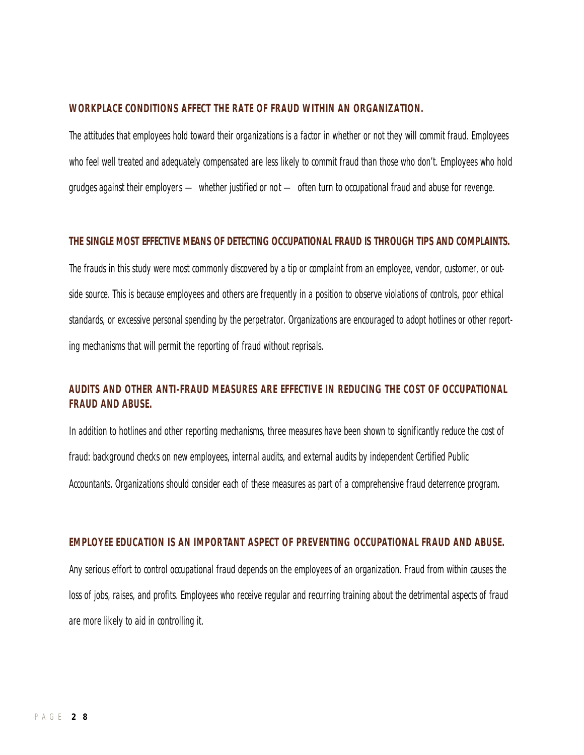### WORKPLACE CONDITIONS AFFECT THE RATE OF FRAUD WITHIN AN ORGANIZATION.

The attitudes that employees hold toward their organizations is a factor in whether or not they will commit fraud. Employees who feel well treated and adequately compensated are less likely to commit fraud than those who don't. Employees who hold grudges against their employers — whether justified or not — often turn to occupational fraud and abuse for revenge.

### THE SINGLE MOST EFFECTIVE MEANS OF DETECTING OCCUPATIONAL FRAUD IS THROUGH TIPS AND COMPLAINTS.

The frauds in this study were most commonly discovered by a tip or complaint from an employee, vendor, customer, or outside source. This is because employees and others are frequently in a position to observe violations of controls, poor ethical standards, or excessive personal spending by the perpetrator. Organizations are encouraged to adopt hotlines or other reporting mechanisms that will permit the reporting of fraud without reprisals.

### AUDITS AND OTHER ANTI-FRAUD MEASURES ARE EFFECTIVE IN REDUCING THE COST OF OCCUPATIONAL FRAUD AND ABUSE.

In addition to hotlines and other reporting mechanisms, three measures have been shown to significantly reduce the cost of fraud: background checks on new employees, internal audits, and external audits by independent Certified Public Accountants. Organizations should consider each of these measures as part of a comprehensive fraud deterrence program.

### EMPLOYEE EDUCATION IS AN IMPORTANT ASPECT OF PREVENTING OCCUPATIONAL FRAUD AND ABUSE.

Any serious effort to control occupational fraud depends on the employees of an organization. Fraud from within causes the loss of jobs, raises, and profits. Employees who receive regular and recurring training about the detrimental aspects of fraud are more likely to aid in controlling it.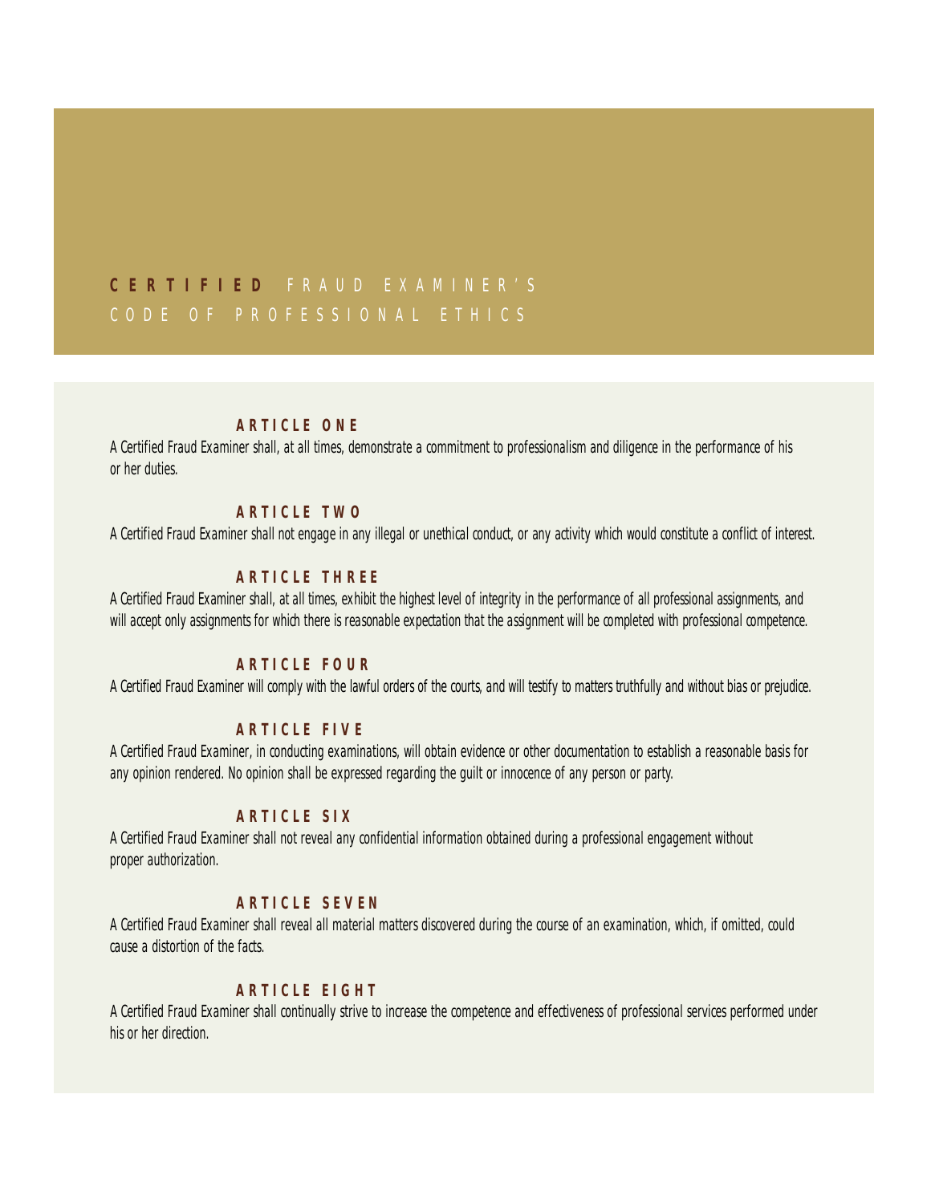# CERTIFIED FRAUD EXAMINER'S CODE OF PROFESSIONAL ETHICS

## ARTICLE ONE

A Certified Fraud Examiner shall, at all times, demonstrate a commitment to professionalism and diligence in the performance of his or her duties.

## ARTICLE TWO

A Certified Fraud Examiner shall not engage in any illegal or unethical conduct, or any activity which would constitute a conflict of interest.

## ARTICLE THREE

A Certified Fraud Examiner shall, at all times, exhibit the highest level of integrity in the performance of all professional assignments, and will accept only assignments for which there is reasonable expectation that the assignment will be completed with professional competence.

## ARTICLE FOUR

A Certified Fraud Examiner will comply with the lawful orders of the courts, and will testify to matters truthfully and without bias or prejudice.

## ARTICLE FIVE

A Certified Fraud Examiner, in conducting examinations, will obtain evidence or other documentation to establish a reasonable basis for any opinion rendered. No opinion shall be expressed regarding the guilt or innocence of any person or party.

## ARTICLE SIX

A Certified Fraud Examiner shall not reveal any confidential information obtained during a professional engagement without proper authorization.

## ARTICLE SEVEN

A Certified Fraud Examiner shall reveal all material matters discovered during the course of an examination, which, if omitted, could cause a distortion of the facts.

## ARTICLE EIGHT

A Certified Fraud Examiner shall continually strive to increase the competence and effectiveness of professional services performed under his or her direction.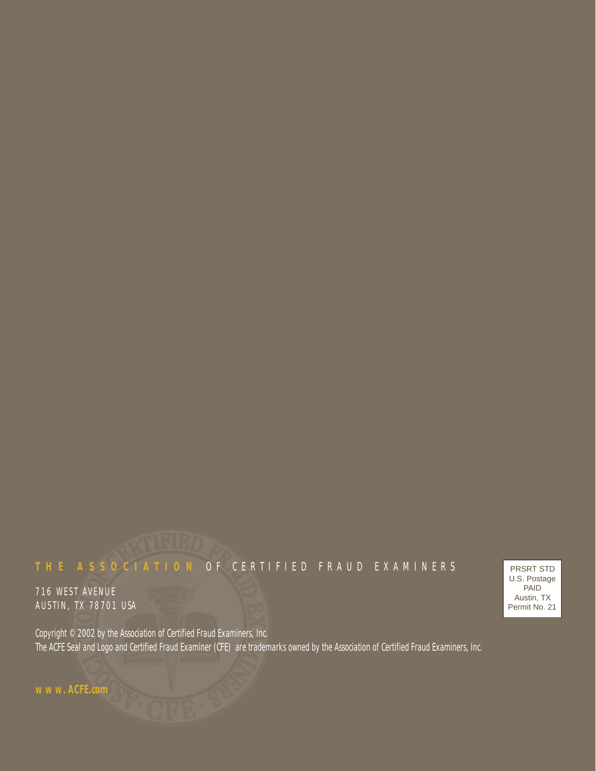**THE ASSOCIATION** OF CERTIFIED FRAUD EXAMINERS

716 WEST AVENUE
AUSTIN, TX 78701 USA

PRSRT STD
U.S. Postage
PAID
Austin, TX
Permit No. 21

Copyright © 2002 by the Association of Certified Fraud Examiners, Inc.
The ACFE Seal and Logo and Certified Fraud Examiner (CFE) are trademarks owned by the Association of Certified Fraud Examiners, Inc.

**www.ACFE.com**